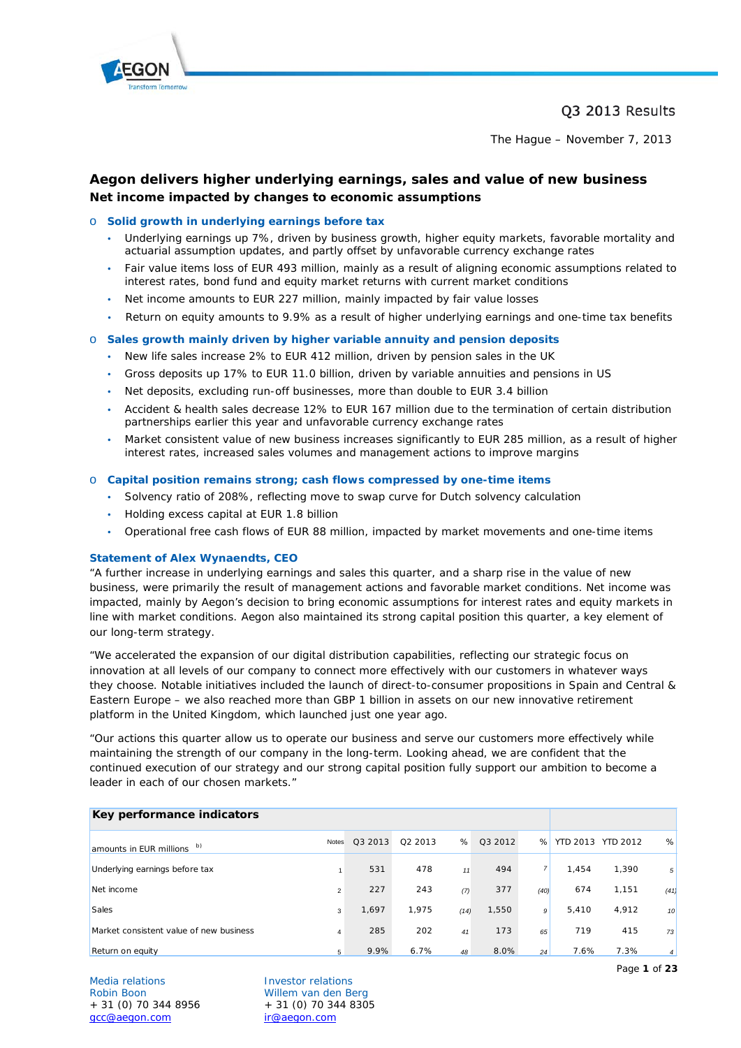Q3 2013 Results

The Hague – November 7, 2013

## Aegon delivers higher underlying earnings, sales and value of new business

**Net income impacted by changes to economic assumptions**

- **Solid growth in underlying earnings before tax**
  - Underlying earnings up 7%, driven by business growth, higher equity markets, favorable mortality and actuarial assumption updates, and partly offset by unfavorable currency exchange rates
  - Fair value items loss of EUR 493 million, mainly as a result of aligning economic assumptions related to interest rates, bond fund and equity market returns with current market conditions
  - Net income amounts to EUR 227 million, mainly impacted by fair value losses
  - Return on equity amounts to 9.9% as a result of higher underlying earnings and one-time tax benefits
- **Sales growth mainly driven by higher variable annuity and pension deposits**
  - New life sales increase 2% to EUR 412 million, driven by pension sales in the UK
  - Gross deposits up 17% to EUR 11.0 billion, driven by variable annuities and pensions in US
  - Net deposits, excluding run-off businesses, more than double to EUR 3.4 billion
  - Accident & health sales decrease 12% to EUR 167 million due to the termination of certain distribution partnerships earlier this year and unfavorable currency exchange rates
  - Market consistent value of new business increases significantly to EUR 285 million, as a result of higher interest rates, increased sales volumes and management actions to improve margins
- **Capital position remains strong; cash flows compressed by one-time items**
  - Solvency ratio of 208%, reflecting move to swap curve for Dutch solvency calculation
  - Holding excess capital at EUR 1.8 billion
  - Operational free cash flows of EUR 88 million, impacted by market movements and one-time items

### Statement of Alex Wynaendts, CEO

"A further increase in underlying earnings and sales this quarter, and a sharp rise in the value of new business, were primarily the result of management actions and favorable market conditions. Net income was impacted, mainly by Aegon's decision to bring economic assumptions for interest rates and equity markets in line with market conditions. Aegon also maintained its strong capital position this quarter, a key element of our long-term strategy.

"We accelerated the expansion of our digital distribution capabilities, reflecting our strategic focus on innovation at all levels of our company to connect more effectively with our customers in whatever ways they choose. Notable initiatives included the launch of direct-to-consumer propositions in Spain and Central & Eastern Europe – we also reached more than GBP 1 billion in assets on our new innovative retirement platform in the United Kingdom, which launched just one year ago.

"Our actions this quarter allow us to operate our business and serve our customers more effectively while maintaining the strength of our company in the long-term. Looking ahead, we are confident that the continued execution of our strategy and our strong capital position fully support our ambition to become a leader in each of our chosen markets."

| Key performance indicators | | | | | | | | | | |
|---|---|---|---|---|---|---|---|---|---|---|
| amounts in EUR millions [b)] | Notes | Q3 2013 | Q2 2013 | % | Q3 2012 | % | YTD 2013 | YTD 2012 | % |
| Underlying earnings before tax | 1 | 531 | 478 | 11 | 494 | 7 | 1,454 | 1,390 | 5 |
| Net income | 2 | 227 | 243 | (7) | 377 | (40) | 674 | 1,151 | (41) |
| Sales | 3 | 1,697 | 1,975 | (14) | 1,550 | 9 | 5,410 | 4,912 | 10 |
| Market consistent value of new business | 4 | 285 | 202 | 41 | 173 | 65 | 719 | 415 | 73 |
| Return on equity | 5 | 9.9% | 6.7% | 48 | 8.0% | 24 | 7.6% | 7.3% | 4 |

Media relations
Robin Boon
+ 31 (0) 70 344 8956
gcc@aegon.com

Investor relations
Willem van den Berg
+ 31 (0) 70 344 8305
ir@aegon.com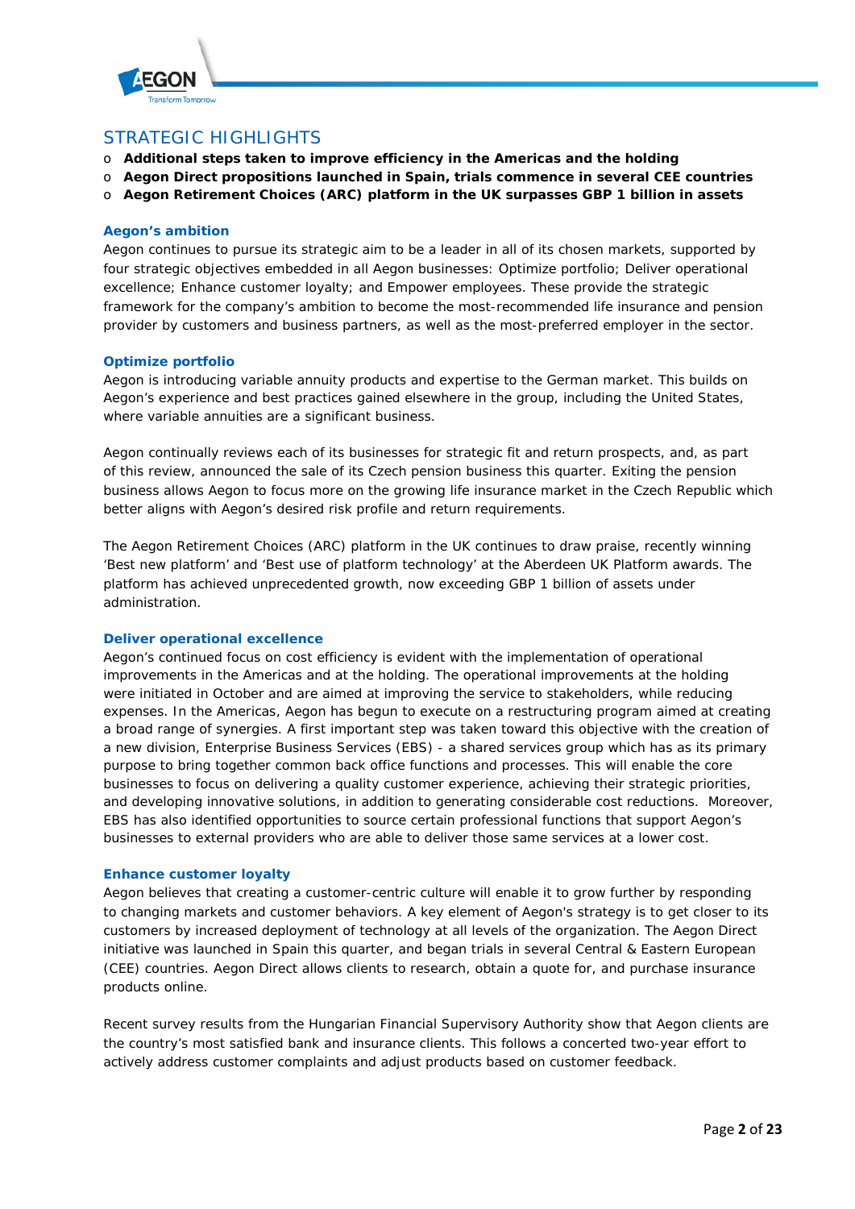## STRATEGIC HIGHLIGHTS

- **Additional steps taken to improve efficiency in the Americas and the holding**
- **Aegon Direct propositions launched in Spain, trials commence in several CEE countries**
- **Aegon Retirement Choices (ARC) platform in the UK surpasses GBP 1 billion in assets**

### Aegon's ambition

Aegon continues to pursue its strategic aim to be a leader in all of its chosen markets, supported by four strategic objectives embedded in all Aegon businesses: Optimize portfolio; Deliver operational excellence; Enhance customer loyalty; and Empower employees. These provide the strategic framework for the company's ambition to become the most-recommended life insurance and pension provider by customers and business partners, as well as the most-preferred employer in the sector.

### Optimize portfolio

Aegon is introducing variable annuity products and expertise to the German market. This builds on Aegon's experience and best practices gained elsewhere in the group, including the United States, where variable annuities are a significant business.

Aegon continually reviews each of its businesses for strategic fit and return prospects, and, as part of this review, announced the sale of its Czech pension business this quarter. Exiting the pension business allows Aegon to focus more on the growing life insurance market in the Czech Republic which better aligns with Aegon's desired risk profile and return requirements.

The Aegon Retirement Choices (ARC) platform in the UK continues to draw praise, recently winning 'Best new platform' and 'Best use of platform technology' at the Aberdeen UK Platform awards. The platform has achieved unprecedented growth, now exceeding GBP 1 billion of assets under administration.

### Deliver operational excellence

Aegon's continued focus on cost efficiency is evident with the implementation of operational improvements in the Americas and at the holding. The operational improvements at the holding were initiated in October and are aimed at improving the service to stakeholders, while reducing expenses. In the Americas, Aegon has begun to execute on a restructuring program aimed at creating a broad range of synergies. A first important step was taken toward this objective with the creation of a new division, Enterprise Business Services (EBS) - a shared services group which has as its primary purpose to bring together common back office functions and processes. This will enable the core businesses to focus on delivering a quality customer experience, achieving their strategic priorities, and developing innovative solutions, in addition to generating considerable cost reductions. Moreover, EBS has also identified opportunities to source certain professional functions that support Aegon's businesses to external providers who are able to deliver those same services at a lower cost.

### Enhance customer loyalty

Aegon believes that creating a customer-centric culture will enable it to grow further by responding to changing markets and customer behaviors. A key element of Aegon's strategy is to get closer to its customers by increased deployment of technology at all levels of the organization. The Aegon Direct initiative was launched in Spain this quarter, and began trials in several Central & Eastern European (CEE) countries. Aegon Direct allows clients to research, obtain a quote for, and purchase insurance products online.

Recent survey results from the Hungarian Financial Supervisory Authority show that Aegon clients are the country's most satisfied bank and insurance clients. This follows a concerted two-year effort to actively address customer complaints and adjust products based on customer feedback.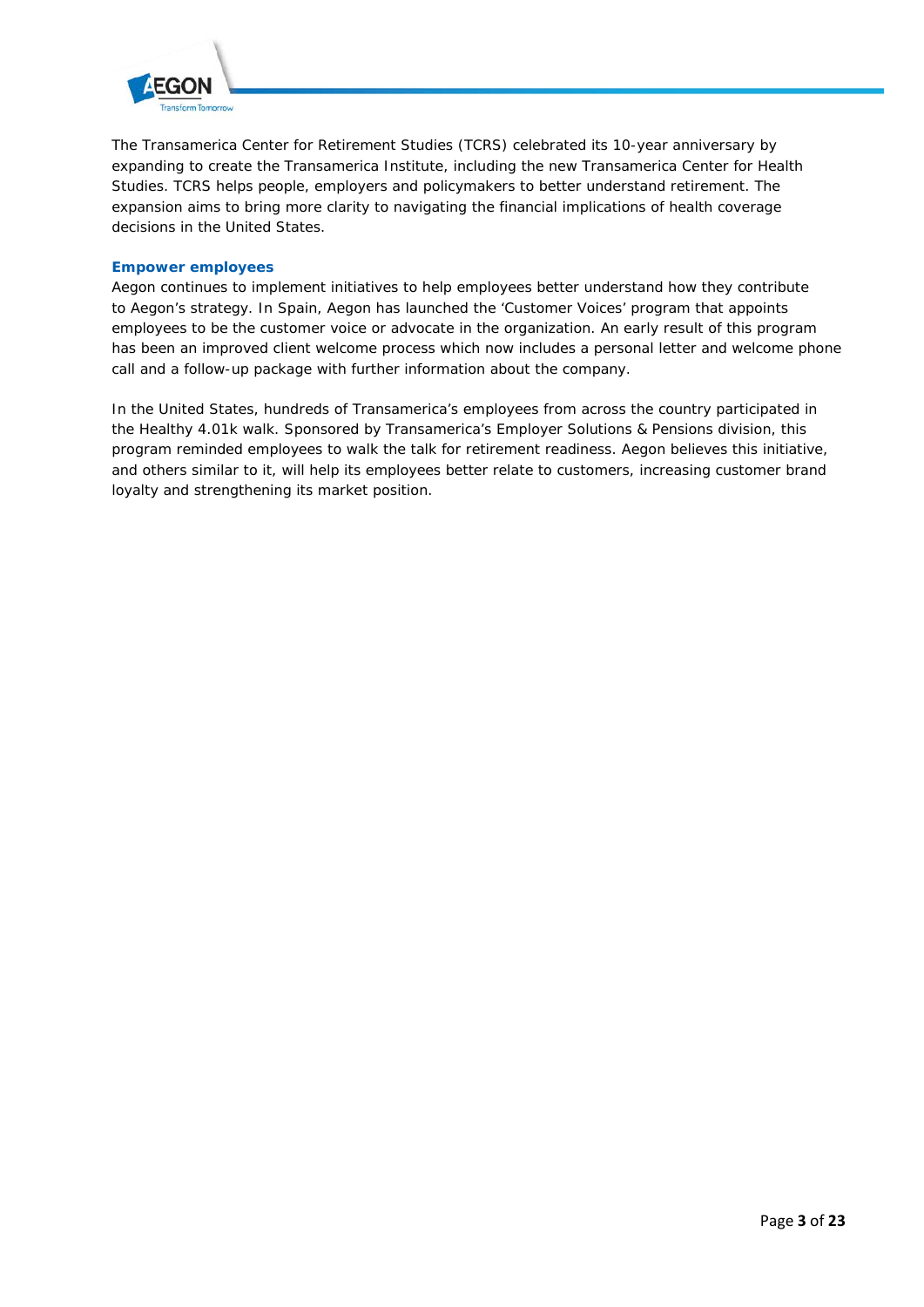The Transamerica Center for Retirement Studies (TCRS) celebrated its 10-year anniversary by expanding to create the Transamerica Institute, including the new Transamerica Center for Health Studies. TCRS helps people, employers and policymakers to better understand retirement. The expansion aims to bring more clarity to navigating the financial implications of health coverage decisions in the United States.

### Empower employees

Aegon continues to implement initiatives to help employees better understand how they contribute to Aegon's strategy. In Spain, Aegon has launched the 'Customer Voices' program that appoints employees to be the customer voice or advocate in the organization. An early result of this program has been an improved client welcome process which now includes a personal letter and welcome phone call and a follow-up package with further information about the company.

In the United States, hundreds of Transamerica's employees from across the country participated in the Healthy 4.01k walk. Sponsored by Transamerica's Employer Solutions & Pensions division, this program reminded employees to walk the talk for retirement readiness. Aegon believes this initiative, and others similar to it, will help its employees better relate to customers, increasing customer brand loyalty and strengthening its market position.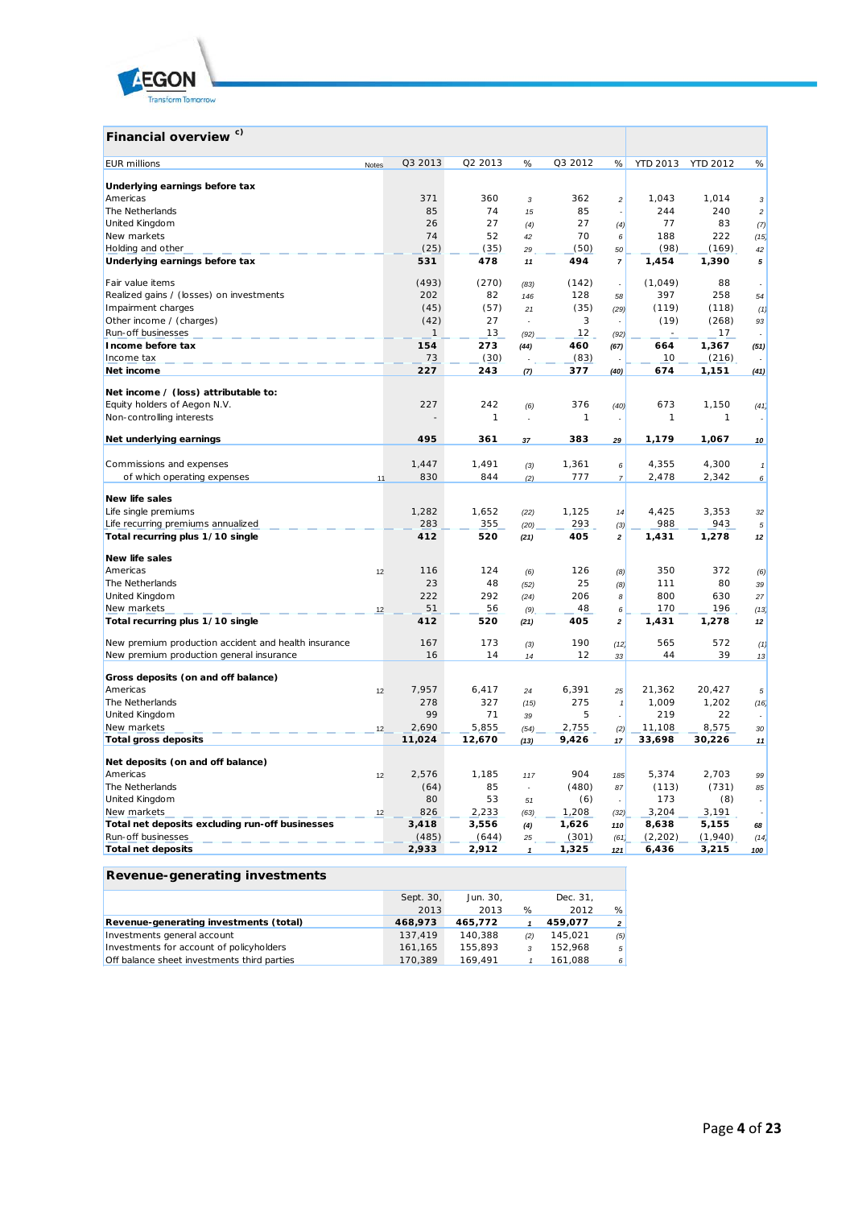## Financial overview c)

| EUR millions | Notes | Q3 2013 | Q2 2013 | % | Q3 2012 | % | YTD 2013 | YTD 2012 | % |
|---|---|---|---|---|---|---|---|---|---|
| **Underlying earnings before tax** | | | | | | | | | |
| Americas | | 371 | 360 | 3 | 362 | 2 | 1,043 | 1,014 | 3 |
| The Netherlands | | 85 | 74 | 15 | 85 | - | 244 | 240 | 2 |
| United Kingdom | | 26 | 27 | (4) | 27 | (4) | 77 | 83 | (7) |
| New markets | | 74 | 52 | 42 | 70 | 6 | 188 | 222 | (15) |
| Holding and other | | (25) | (35) | 29 | (50) | 50 | (98) | (169) | 42 |
| **Underlying earnings before tax** | | **531** | **478** | **11** | **494** | **7** | **1,454** | **1,390** | **5** |
| | | | | | | | | | |
| Fair value items | | (493) | (270) | (83) | (142) | - | (1,049) | 88 | - |
| Realized gains / (losses) on investments | | 202 | 82 | 146 | 128 | 58 | 397 | 258 | 54 |
| Impairment charges | | (45) | (57) | 21 | (35) | (29) | (119) | (118) | (1) |
| Other income / (charges) | | (42) | 27 | - | 3 | - | (19) | (268) | 93 |
| Run-off businesses | | 1 | 13 | (92) | 12 | (92) | - | 17 | - |
| **Income before tax** | | **154** | **273** | **(44)** | **460** | **(67)** | **664** | **1,367** | **(51)** |
| Income tax | | 73 | (30) | - | (83) | - | 10 | (216) | - |
| **Net income** | | **227** | **243** | **(7)** | **377** | **(40)** | **674** | **1,151** | **(41)** |
| | | | | | | | | | |
| **Net income / (loss) attributable to:** | | | | | | | | | |
| Equity holders of Aegon N.V. | | 227 | 242 | (6) | 376 | (40) | 673 | 1,150 | (41) |
| Non-controlling interests | | - | 1 | - | 1 | - | 1 | 1 | - |
| | | | | | | | | | |
| **Net underlying earnings** | | **495** | **361** | **37** | **383** | **29** | **1,179** | **1,067** | **10** |
| | | | | | | | | | |
| Commissions and expenses | | 1,447 | 1,491 | (3) | 1,361 | 6 | 4,355 | 4,300 | 1 |
| of which operating expenses | 11 | 830 | 844 | (2) | 777 | 7 | 2,478 | 2,342 | 6 |
| | | | | | | | | | |
| **New life sales** | | | | | | | | | |
| Life single premiums | | 1,282 | 1,652 | (22) | 1,125 | 14 | 4,425 | 3,353 | 32 |
| Life recurring premiums annualized | | 283 | 355 | (20) | 293 | (3) | 988 | 943 | 5 |
| **Total recurring plus 1/10 single** | | **412** | **520** | **(21)** | **405** | **2** | **1,431** | **1,278** | **12** |
| | | | | | | | | | |
| **New life sales** | | | | | | | | | |
| Americas | 12 | 116 | 124 | (6) | 126 | (8) | 350 | 372 | (6) |
| The Netherlands | | 23 | 48 | (52) | 25 | (8) | 111 | 80 | 39 |
| United Kingdom | | 222 | 292 | (24) | 206 | 8 | 800 | 630 | 27 |
| New markets | 12 | 51 | 56 | (9) | 48 | 6 | 170 | 196 | (13) |
| **Total recurring plus 1/10 single** | | **412** | **520** | **(21)** | **405** | **2** | **1,431** | **1,278** | **12** |
| | | | | | | | | | |
| New premium production accident and health insurance | | 167 | 173 | (3) | 190 | (12) | 565 | 572 | (1) |
| New premium production general insurance | | 16 | 14 | 14 | 12 | 33 | 44 | 39 | 13 |
| | | | | | | | | | |
| **Gross deposits (on and off balance)** | | | | | | | | | |
| Americas | 12 | 7,957 | 6,417 | 24 | 6,391 | 25 | 21,362 | 20,427 | 5 |
| The Netherlands | | 278 | 327 | (15) | 275 | 1 | 1,009 | 1,202 | (16) |
| United Kingdom | | 99 | 71 | 39 | 5 | - | 219 | 22 | - |
| New markets | 12 | 2,690 | 5,855 | (54) | 2,755 | (2) | 11,108 | 8,575 | 30 |
| **Total gross deposits** | | **11,024** | **12,670** | **(13)** | **9,426** | **17** | **33,698** | **30,226** | **11** |
| | | | | | | | | | |
| **Net deposits (on and off balance)** | | | | | | | | | |
| Americas | 12 | 2,576 | 1,185 | 117 | 904 | 185 | 5,374 | 2,703 | 99 |
| The Netherlands | | (64) | 85 | - | (480) | 87 | (113) | (731) | 85 |
| United Kingdom | | 80 | 53 | 51 | (6) | - | 173 | (8) | - |
| New markets | 12 | 826 | 2,233 | (63) | 1,208 | (32) | 3,204 | 3,191 | - |
| **Total net deposits excluding run-off businesses** | | **3,418** | **3,556** | **(4)** | **1,626** | **110** | **8,638** | **5,155** | **68** |
| Run-off businesses | | (485) | (644) | 25 | (301) | (61) | (2,202) | (1,940) | (14) |
| **Total net deposits** | | **2,933** | **2,912** | **1** | **1,325** | **121** | **6,436** | **3,215** | **100** |

## Revenue-generating investments

| | Sept. 30, 2013 | Jun. 30, 2013 | % | Dec. 31, 2012 | % |
|---|---|---|---|---|---|
| **Revenue-generating investments (total)** | **468,973** | **465,772** | **1** | **459,077** | **2** |
| Investments general account | 137,419 | 140,388 | (2) | 145,021 | (5) |
| Investments for account of policyholders | 161,165 | 155,893 | 3 | 152,968 | 5 |
| Off balance sheet investments third parties | 170,389 | 169,491 | 1 | 161,088 | 6 |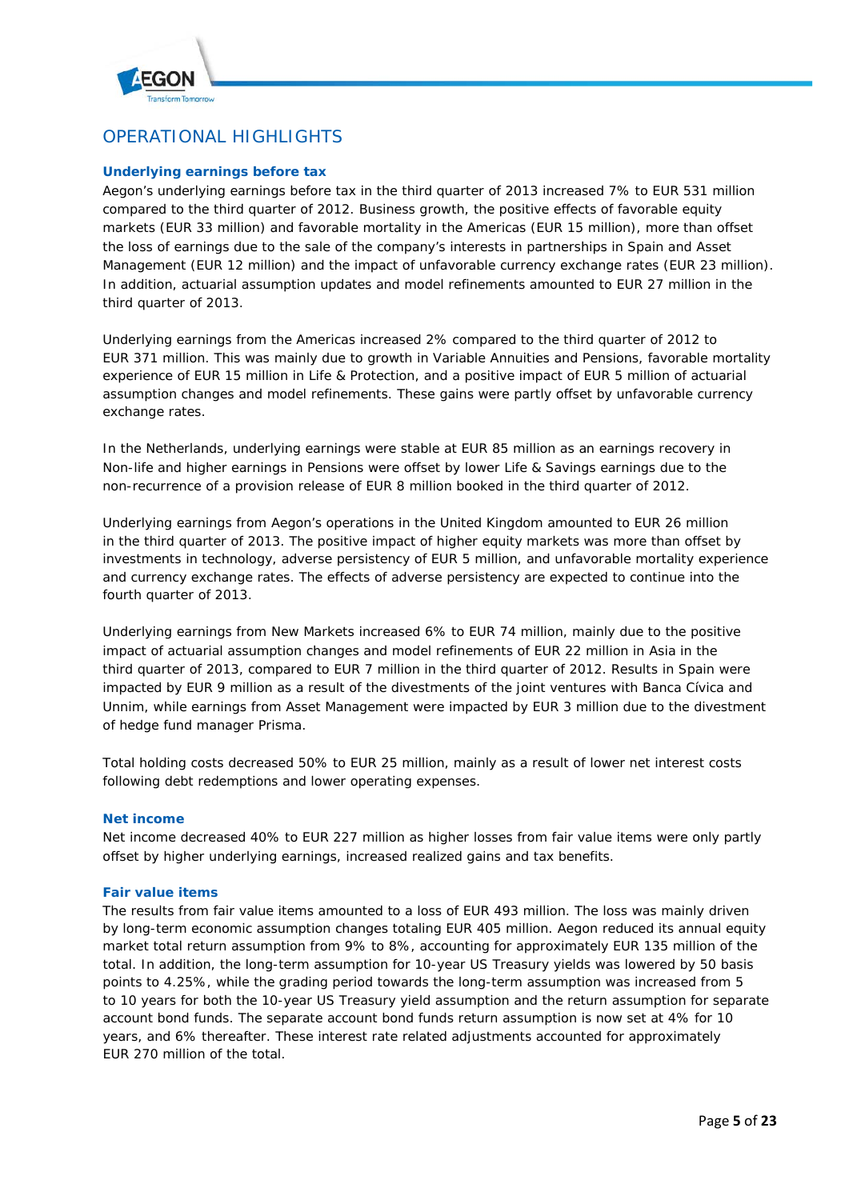## OPERATIONAL HIGHLIGHTS

### Underlying earnings before tax

Aegon's underlying earnings before tax in the third quarter of 2013 increased 7% to EUR 531 million compared to the third quarter of 2012. Business growth, the positive effects of favorable equity markets (EUR 33 million) and favorable mortality in the Americas (EUR 15 million), more than offset the loss of earnings due to the sale of the company's interests in partnerships in Spain and Asset Management (EUR 12 million) and the impact of unfavorable currency exchange rates (EUR 23 million). In addition, actuarial assumption updates and model refinements amounted to EUR 27 million in the third quarter of 2013.

Underlying earnings from the Americas increased 2% compared to the third quarter of 2012 to EUR 371 million. This was mainly due to growth in Variable Annuities and Pensions, favorable mortality experience of EUR 15 million in Life & Protection, and a positive impact of EUR 5 million of actuarial assumption changes and model refinements. These gains were partly offset by unfavorable currency exchange rates.

In the Netherlands, underlying earnings were stable at EUR 85 million as an earnings recovery in Non-life and higher earnings in Pensions were offset by lower Life & Savings earnings due to the non-recurrence of a provision release of EUR 8 million booked in the third quarter of 2012.

Underlying earnings from Aegon's operations in the United Kingdom amounted to EUR 26 million in the third quarter of 2013. The positive impact of higher equity markets was more than offset by investments in technology, adverse persistency of EUR 5 million, and unfavorable mortality experience and currency exchange rates. The effects of adverse persistency are expected to continue into the fourth quarter of 2013.

Underlying earnings from New Markets increased 6% to EUR 74 million, mainly due to the positive impact of actuarial assumption changes and model refinements of EUR 22 million in Asia in the third quarter of 2013, compared to EUR 7 million in the third quarter of 2012. Results in Spain were impacted by EUR 9 million as a result of the divestments of the joint ventures with Banca Cívica and Unnim, while earnings from Asset Management were impacted by EUR 3 million due to the divestment of hedge fund manager Prisma.

Total holding costs decreased 50% to EUR 25 million, mainly as a result of lower net interest costs following debt redemptions and lower operating expenses.

### Net income

Net income decreased 40% to EUR 227 million as higher losses from fair value items were only partly offset by higher underlying earnings, increased realized gains and tax benefits.

### Fair value items

The results from fair value items amounted to a loss of EUR 493 million. The loss was mainly driven by long-term economic assumption changes totaling EUR 405 million. Aegon reduced its annual equity market total return assumption from 9% to 8%, accounting for approximately EUR 135 million of the total. In addition, the long-term assumption for 10-year US Treasury yields was lowered by 50 basis points to 4.25%, while the grading period towards the long-term assumption was increased from 5 to 10 years for both the 10-year US Treasury yield assumption and the return assumption for separate account bond funds. The separate account bond funds return assumption is now set at 4% for 10 years, and 6% thereafter. These interest rate related adjustments accounted for approximately EUR 270 million of the total.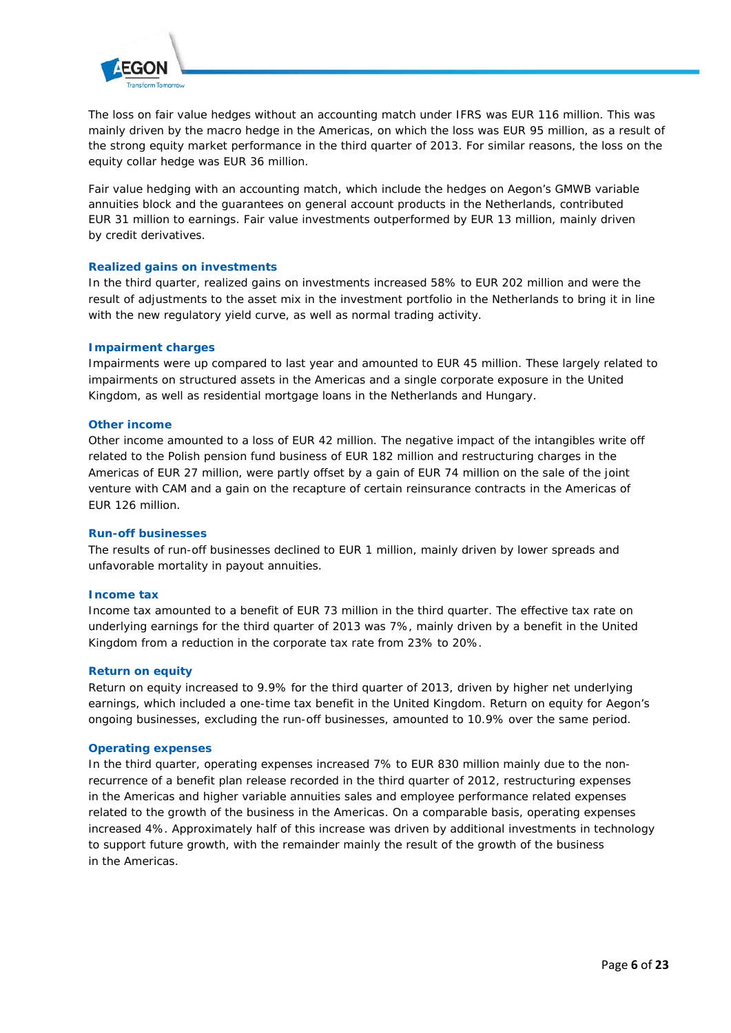The loss on fair value hedges without an accounting match under IFRS was EUR 116 million. This was mainly driven by the macro hedge in the Americas, on which the loss was EUR 95 million, as a result of the strong equity market performance in the third quarter of 2013. For similar reasons, the loss on the equity collar hedge was EUR 36 million.

Fair value hedging with an accounting match, which include the hedges on Aegon's GMWB variable annuities block and the guarantees on general account products in the Netherlands, contributed EUR 31 million to earnings. Fair value investments outperformed by EUR 13 million, mainly driven by credit derivatives.

### Realized gains on investments

In the third quarter, realized gains on investments increased 58% to EUR 202 million and were the result of adjustments to the asset mix in the investment portfolio in the Netherlands to bring it in line with the new regulatory yield curve, as well as normal trading activity.

### Impairment charges

Impairments were up compared to last year and amounted to EUR 45 million. These largely related to impairments on structured assets in the Americas and a single corporate exposure in the United Kingdom, as well as residential mortgage loans in the Netherlands and Hungary.

### Other income

Other income amounted to a loss of EUR 42 million. The negative impact of the intangibles write off related to the Polish pension fund business of EUR 182 million and restructuring charges in the Americas of EUR 27 million, were partly offset by a gain of EUR 74 million on the sale of the joint venture with CAM and a gain on the recapture of certain reinsurance contracts in the Americas of EUR 126 million.

### Run-off businesses

The results of run-off businesses declined to EUR 1 million, mainly driven by lower spreads and unfavorable mortality in payout annuities.

### Income tax

Income tax amounted to a benefit of EUR 73 million in the third quarter. The effective tax rate on underlying earnings for the third quarter of 2013 was 7%, mainly driven by a benefit in the United Kingdom from a reduction in the corporate tax rate from 23% to 20%.

### Return on equity

Return on equity increased to 9.9% for the third quarter of 2013, driven by higher net underlying earnings, which included a one-time tax benefit in the United Kingdom. Return on equity for Aegon's ongoing businesses, excluding the run-off businesses, amounted to 10.9% over the same period.

### Operating expenses

In the third quarter, operating expenses increased 7% to EUR 830 million mainly due to the non-recurrence of a benefit plan release recorded in the third quarter of 2012, restructuring expenses in the Americas and higher variable annuities sales and employee performance related expenses related to the growth of the business in the Americas. On a comparable basis, operating expenses increased 4%. Approximately half of this increase was driven by additional investments in technology to support future growth, with the remainder mainly the result of the growth of the business in the Americas.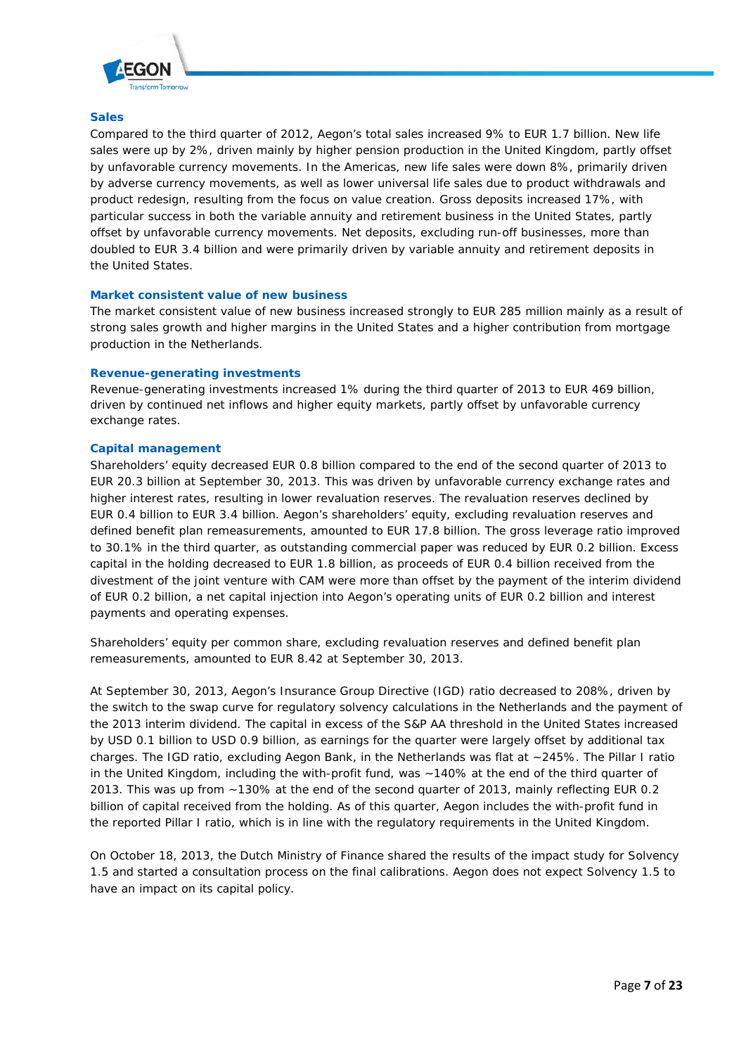### Sales

Compared to the third quarter of 2012, Aegon's total sales increased 9% to EUR 1.7 billion. New life sales were up by 2%, driven mainly by higher pension production in the United Kingdom, partly offset by unfavorable currency movements. In the Americas, new life sales were down 8%, primarily driven by adverse currency movements, as well as lower universal life sales due to product withdrawals and product redesign, resulting from the focus on value creation. Gross deposits increased 17%, with particular success in both the variable annuity and retirement business in the United States, partly offset by unfavorable currency movements. Net deposits, excluding run-off businesses, more than doubled to EUR 3.4 billion and were primarily driven by variable annuity and retirement deposits in the United States.

### Market consistent value of new business

The market consistent value of new business increased strongly to EUR 285 million mainly as a result of strong sales growth and higher margins in the United States and a higher contribution from mortgage production in the Netherlands.

### Revenue-generating investments

Revenue-generating investments increased 1% during the third quarter of 2013 to EUR 469 billion, driven by continued net inflows and higher equity markets, partly offset by unfavorable currency exchange rates.

### Capital management

Shareholders' equity decreased EUR 0.8 billion compared to the end of the second quarter of 2013 to EUR 20.3 billion at September 30, 2013. This was driven by unfavorable currency exchange rates and higher interest rates, resulting in lower revaluation reserves. The revaluation reserves declined by EUR 0.4 billion to EUR 3.4 billion. Aegon's shareholders' equity, excluding revaluation reserves and defined benefit plan remeasurements, amounted to EUR 17.8 billion. The gross leverage ratio improved to 30.1% in the third quarter, as outstanding commercial paper was reduced by EUR 0.2 billion. Excess capital in the holding decreased to EUR 1.8 billion, as proceeds of EUR 0.4 billion received from the divestment of the joint venture with CAM were more than offset by the payment of the interim dividend of EUR 0.2 billion, a net capital injection into Aegon's operating units of EUR 0.2 billion and interest payments and operating expenses.

Shareholders' equity per common share, excluding revaluation reserves and defined benefit plan remeasurements, amounted to EUR 8.42 at September 30, 2013.

At September 30, 2013, Aegon's Insurance Group Directive (IGD) ratio decreased to 208%, driven by the switch to the swap curve for regulatory solvency calculations in the Netherlands and the payment of the 2013 interim dividend. The capital in excess of the S&P AA threshold in the United States increased by USD 0.1 billion to USD 0.9 billion, as earnings for the quarter were largely offset by additional tax charges. The IGD ratio, excluding Aegon Bank, in the Netherlands was flat at ~245%. The Pillar I ratio in the United Kingdom, including the with-profit fund, was ~140% at the end of the third quarter of 2013. This was up from ~130% at the end of the second quarter of 2013, mainly reflecting EUR 0.2 billion of capital received from the holding. As of this quarter, Aegon includes the with-profit fund in the reported Pillar I ratio, which is in line with the regulatory requirements in the United Kingdom.

On October 18, 2013, the Dutch Ministry of Finance shared the results of the impact study for Solvency 1.5 and started a consultation process on the final calibrations. Aegon does not expect Solvency 1.5 to have an impact on its capital policy.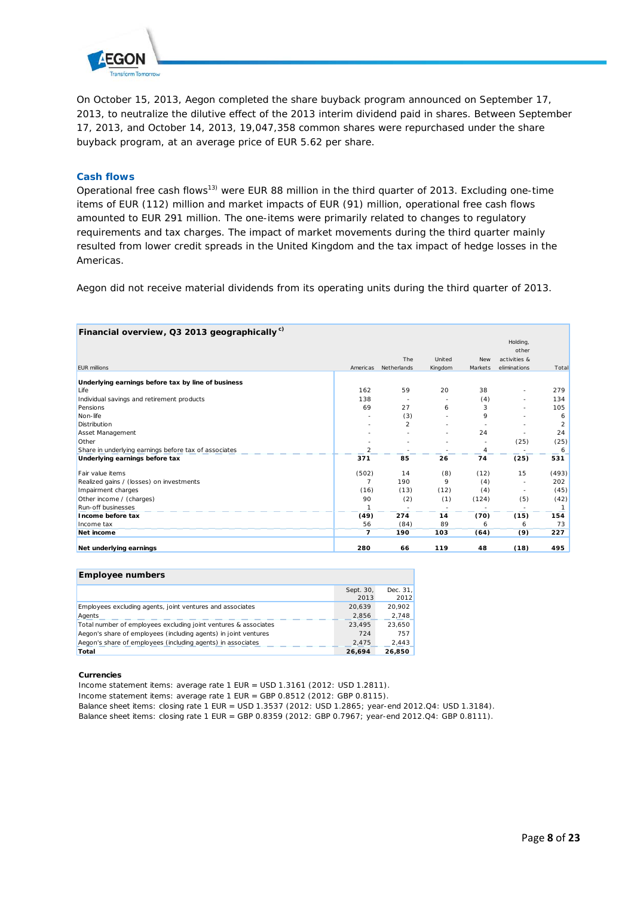On October 15, 2013, Aegon completed the share buyback program announced on September 17, 2013, to neutralize the dilutive effect of the 2013 interim dividend paid in shares. Between September 17, 2013, and October 14, 2013, 19,047,358 common shares were repurchased under the share buyback program, at an average price of EUR 5.62 per share.

## Cash flows

Operational free cash flows[13)] were EUR 88 million in the third quarter of 2013. Excluding one-time items of EUR (112) million and market impacts of EUR (91) million, operational free cash flows amounted to EUR 291 million. The one-items were primarily related to changes to regulatory requirements and tax charges. The impact of market movements during the third quarter mainly resulted from lower credit spreads in the United Kingdom and the tax impact of hedge losses in the Americas.

Aegon did not receive material dividends from its operating units during the third quarter of 2013.

**Financial overview, Q3 2013 geographically** [c)]

| EUR millions | Americas | The Netherlands | United Kingdom | New Markets | Holding, other activities & eliminations | Total |
|---|---|---|---|---|---|---|
| **Underlying earnings before tax by line of business** | | | | | | |
| Life | 162 | 59 | 20 | 38 | - | 279 |
| Individual savings and retirement products | 138 | - | - | (4) | - | 134 |
| Pensions | 69 | 27 | 6 | 3 | - | 105 |
| Non-life | - | (3) | - | 9 | - | 6 |
| Distribution | - | 2 | - | - | - | 2 |
| Asset Management | - | - | - | 24 | - | 24 |
| Other | - | - | - | - | (25) | (25) |
| Share in underlying earnings before tax of associates | 2 | - | - | 4 | - | 6 |
| **Underlying earnings before tax** | **371** | **85** | **26** | **74** | **(25)** | **531** |
| Fair value items | (502) | 14 | (8) | (12) | 15 | (493) |
| Realized gains / (losses) on investments | 7 | 190 | 9 | (4) | - | 202 |
| Impairment charges | (16) | (13) | (12) | (4) | - | (45) |
| Other income / (charges) | 90 | (2) | (1) | (124) | (5) | (42) |
| Run-off businesses | 1 | - | - | - | - | 1 |
| **Income before tax** | **(49)** | **274** | **14** | **(70)** | **(15)** | **154** |
| Income tax | 56 | (84) | 89 | 6 | 6 | 73 |
| **Net income** | **7** | **190** | **103** | **(64)** | **(9)** | **227** |
| **Net underlying earnings** | **280** | **66** | **119** | **48** | **(18)** | **495** |

**Employee numbers**

| | Sept. 30, 2013 | Dec. 31, 2012 |
|---|---|---|
| Employees excluding agents, joint ventures and associates | 20,639 | 20,902 |
| Agents | 2,856 | 2,748 |
| Total number of employees excluding joint ventures & associates | 23,495 | 23,650 |
| Aegon's share of employees (including agents) in joint ventures | 724 | 757 |
| Aegon's share of employees (including agents) in associates | 2,475 | 2,443 |
| **Total** | **26,694** | **26,850** |

**Currencies**

Income statement items: average rate 1 EUR = USD 1.3161 (2012: USD 1.2811).
Income statement items: average rate 1 EUR = GBP 0.8512 (2012: GBP 0.8115).
Balance sheet items: closing rate 1 EUR = USD 1.3537 (2012: USD 1.2865; year-end 2012.Q4: USD 1.3184).
Balance sheet items: closing rate 1 EUR = GBP 0.8359 (2012: GBP 0.7967; year-end 2012.Q4: GBP 0.8111).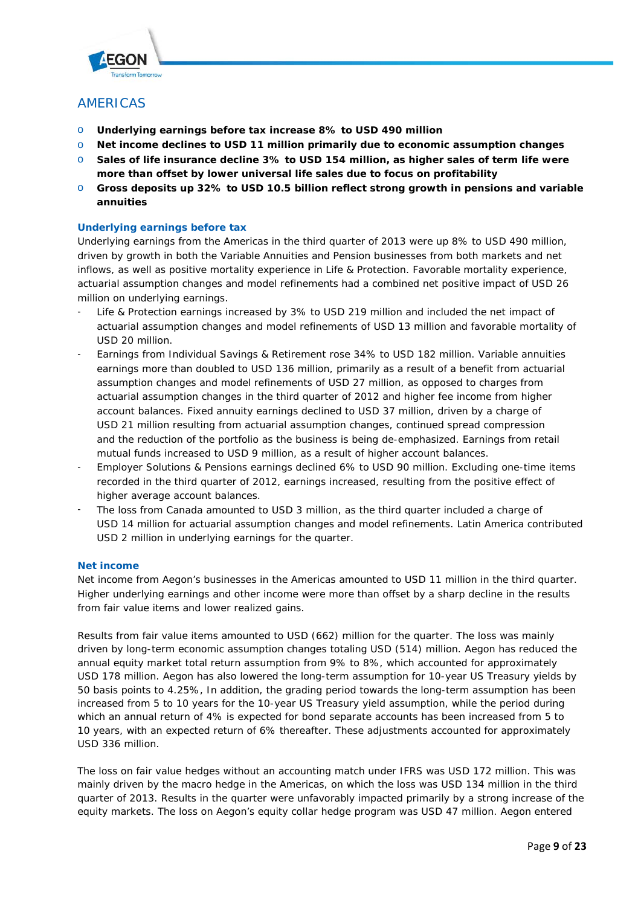## AMERICAS

- **Underlying earnings before tax increase 8% to USD 490 million**
- **Net income declines to USD 11 million primarily due to economic assumption changes**
- **Sales of life insurance decline 3% to USD 154 million, as higher sales of term life were more than offset by lower universal life sales due to focus on profitability**
- **Gross deposits up 32% to USD 10.5 billion reflect strong growth in pensions and variable annuities**

### Underlying earnings before tax

Underlying earnings from the Americas in the third quarter of 2013 were up 8% to USD 490 million, driven by growth in both the Variable Annuities and Pension businesses from both markets and net inflows, as well as positive mortality experience in Life & Protection. Favorable mortality experience, actuarial assumption changes and model refinements had a combined net positive impact of USD 26 million on underlying earnings.

- Life & Protection earnings increased by 3% to USD 219 million and included the net impact of actuarial assumption changes and model refinements of USD 13 million and favorable mortality of USD 20 million.
- Earnings from Individual Savings & Retirement rose 34% to USD 182 million. Variable annuities earnings more than doubled to USD 136 million, primarily as a result of a benefit from actuarial assumption changes and model refinements of USD 27 million, as opposed to charges from actuarial assumption changes in the third quarter of 2012 and higher fee income from higher account balances. Fixed annuity earnings declined to USD 37 million, driven by a charge of USD 21 million resulting from actuarial assumption changes, continued spread compression and the reduction of the portfolio as the business is being de-emphasized. Earnings from retail mutual funds increased to USD 9 million, as a result of higher account balances.
- Employer Solutions & Pensions earnings declined 6% to USD 90 million. Excluding one-time items recorded in the third quarter of 2012, earnings increased, resulting from the positive effect of higher average account balances.
- The loss from Canada amounted to USD 3 million, as the third quarter included a charge of USD 14 million for actuarial assumption changes and model refinements. Latin America contributed USD 2 million in underlying earnings for the quarter.

### Net income

Net income from Aegon's businesses in the Americas amounted to USD 11 million in the third quarter. Higher underlying earnings and other income were more than offset by a sharp decline in the results from fair value items and lower realized gains.

Results from fair value items amounted to USD (662) million for the quarter. The loss was mainly driven by long-term economic assumption changes totaling USD (514) million. Aegon has reduced the annual equity market total return assumption from 9% to 8%, which accounted for approximately USD 178 million. Aegon has also lowered the long-term assumption for 10-year US Treasury yields by 50 basis points to 4.25%, In addition, the grading period towards the long-term assumption has been increased from 5 to 10 years for the 10-year US Treasury yield assumption, while the period during which an annual return of 4% is expected for bond separate accounts has been increased from 5 to 10 years, with an expected return of 6% thereafter. These adjustments accounted for approximately USD 336 million.

The loss on fair value hedges without an accounting match under IFRS was USD 172 million. This was mainly driven by the macro hedge in the Americas, on which the loss was USD 134 million in the third quarter of 2013. Results in the quarter were unfavorably impacted primarily by a strong increase of the equity markets. The loss on Aegon's equity collar hedge program was USD 47 million. Aegon entered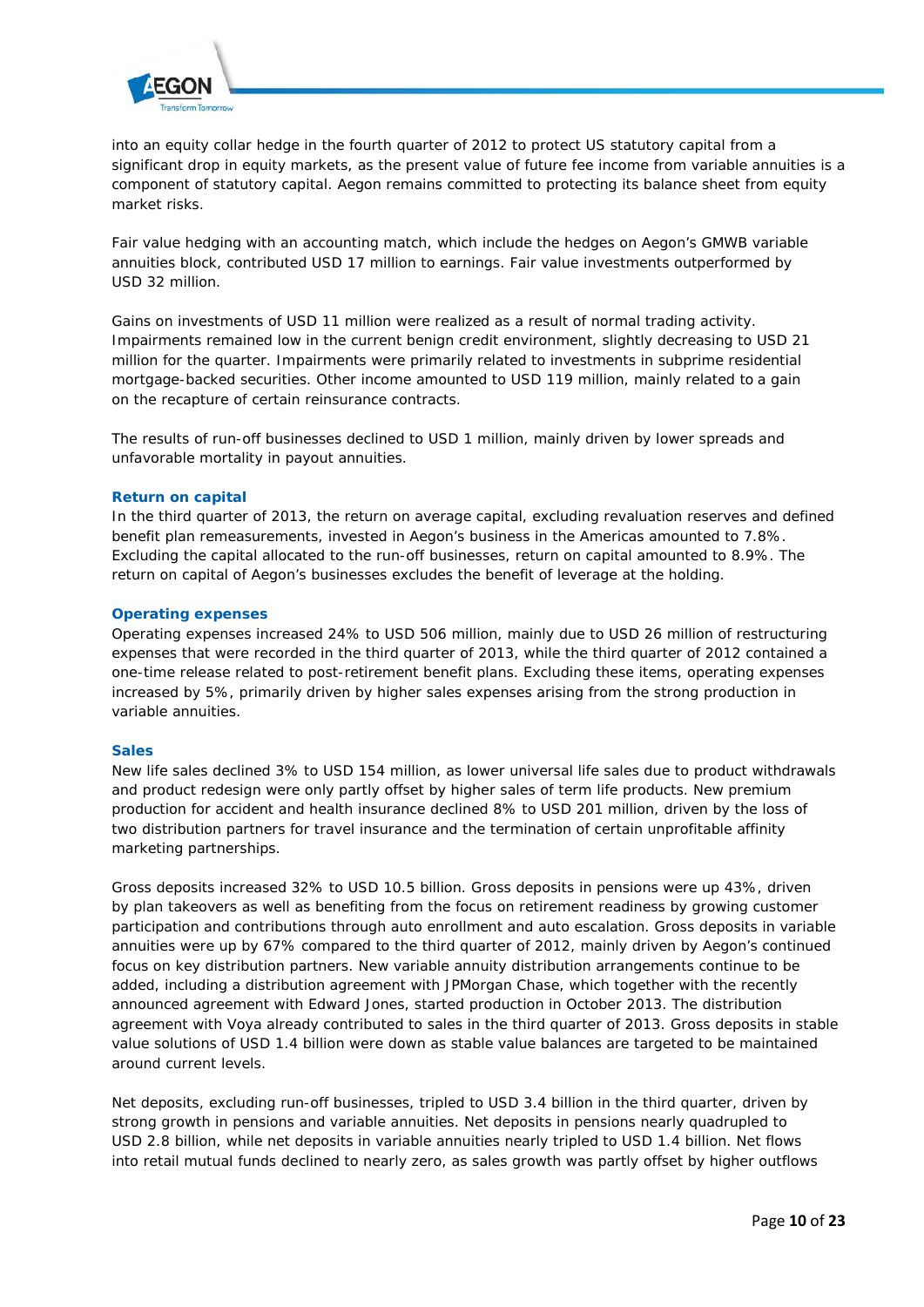into an equity collar hedge in the fourth quarter of 2012 to protect US statutory capital from a significant drop in equity markets, as the present value of future fee income from variable annuities is a component of statutory capital. Aegon remains committed to protecting its balance sheet from equity market risks.

Fair value hedging with an accounting match, which include the hedges on Aegon's GMWB variable annuities block, contributed USD 17 million to earnings. Fair value investments outperformed by USD 32 million.

Gains on investments of USD 11 million were realized as a result of normal trading activity. Impairments remained low in the current benign credit environment, slightly decreasing to USD 21 million for the quarter. Impairments were primarily related to investments in subprime residential mortgage-backed securities. Other income amounted to USD 119 million, mainly related to a gain on the recapture of certain reinsurance contracts.

The results of run-off businesses declined to USD 1 million, mainly driven by lower spreads and unfavorable mortality in payout annuities.

### Return on capital

In the third quarter of 2013, the return on average capital, excluding revaluation reserves and defined benefit plan remeasurements, invested in Aegon's business in the Americas amounted to 7.8%. Excluding the capital allocated to the run-off businesses, return on capital amounted to 8.9%. The return on capital of Aegon's businesses excludes the benefit of leverage at the holding.

### Operating expenses

Operating expenses increased 24% to USD 506 million, mainly due to USD 26 million of restructuring expenses that were recorded in the third quarter of 2013, while the third quarter of 2012 contained a one-time release related to post-retirement benefit plans. Excluding these items, operating expenses increased by 5%, primarily driven by higher sales expenses arising from the strong production in variable annuities.

### Sales

New life sales declined 3% to USD 154 million, as lower universal life sales due to product withdrawals and product redesign were only partly offset by higher sales of term life products. New premium production for accident and health insurance declined 8% to USD 201 million, driven by the loss of two distribution partners for travel insurance and the termination of certain unprofitable affinity marketing partnerships.

Gross deposits increased 32% to USD 10.5 billion. Gross deposits in pensions were up 43%, driven by plan takeovers as well as benefiting from the focus on retirement readiness by growing customer participation and contributions through auto enrollment and auto escalation. Gross deposits in variable annuities were up by 67% compared to the third quarter of 2012, mainly driven by Aegon's continued focus on key distribution partners. New variable annuity distribution arrangements continue to be added, including a distribution agreement with JPMorgan Chase, which together with the recently announced agreement with Edward Jones, started production in October 2013. The distribution agreement with Voya already contributed to sales in the third quarter of 2013. Gross deposits in stable value solutions of USD 1.4 billion were down as stable value balances are targeted to be maintained around current levels.

Net deposits, excluding run-off businesses, tripled to USD 3.4 billion in the third quarter, driven by strong growth in pensions and variable annuities. Net deposits in pensions nearly quadrupled to USD 2.8 billion, while net deposits in variable annuities nearly tripled to USD 1.4 billion. Net flows into retail mutual funds declined to nearly zero, as sales growth was partly offset by higher outflows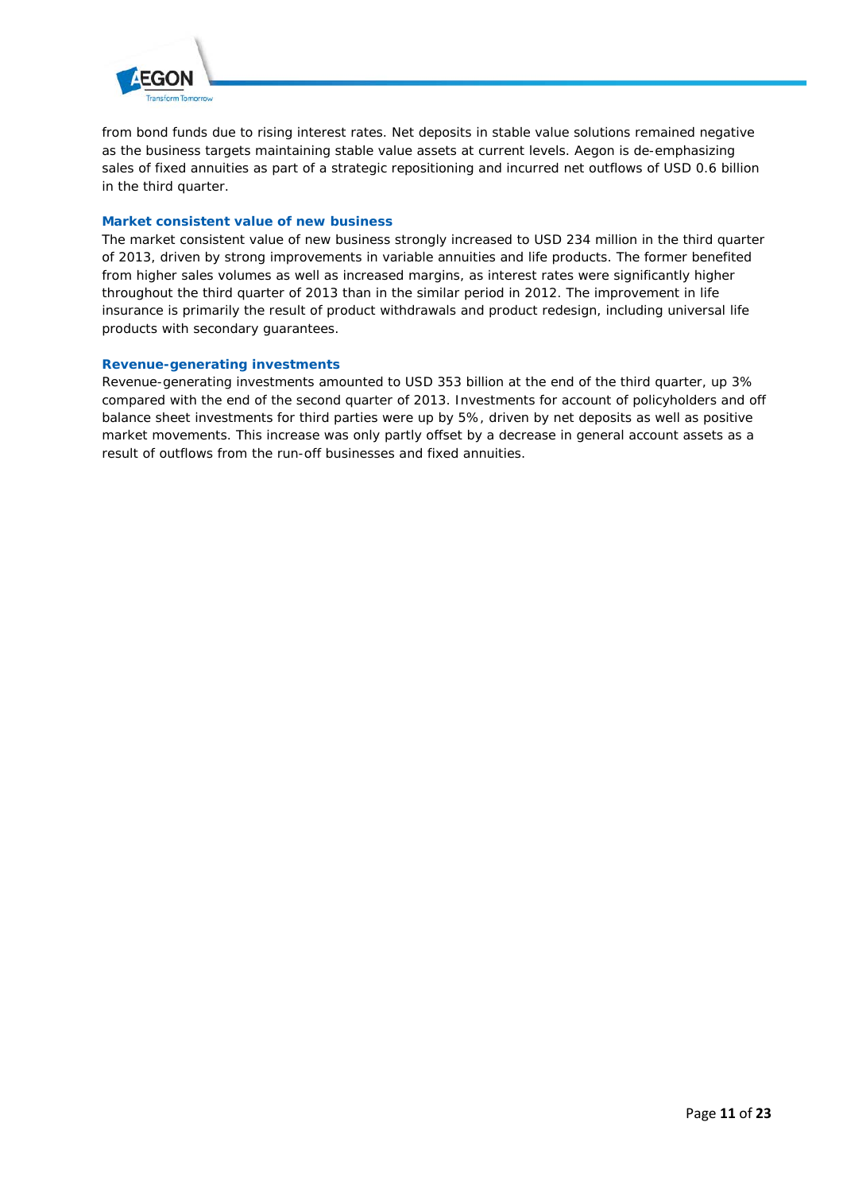from bond funds due to rising interest rates. Net deposits in stable value solutions remained negative as the business targets maintaining stable value assets at current levels. Aegon is de-emphasizing sales of fixed annuities as part of a strategic repositioning and incurred net outflows of USD 0.6 billion in the third quarter.

### Market consistent value of new business

The market consistent value of new business strongly increased to USD 234 million in the third quarter of 2013, driven by strong improvements in variable annuities and life products. The former benefited from higher sales volumes as well as increased margins, as interest rates were significantly higher throughout the third quarter of 2013 than in the similar period in 2012. The improvement in life insurance is primarily the result of product withdrawals and product redesign, including universal life products with secondary guarantees.

### Revenue-generating investments

Revenue-generating investments amounted to USD 353 billion at the end of the third quarter, up 3% compared with the end of the second quarter of 2013. Investments for account of policyholders and off balance sheet investments for third parties were up by 5%, driven by net deposits as well as positive market movements. This increase was only partly offset by a decrease in general account assets as a result of outflows from the run-off businesses and fixed annuities.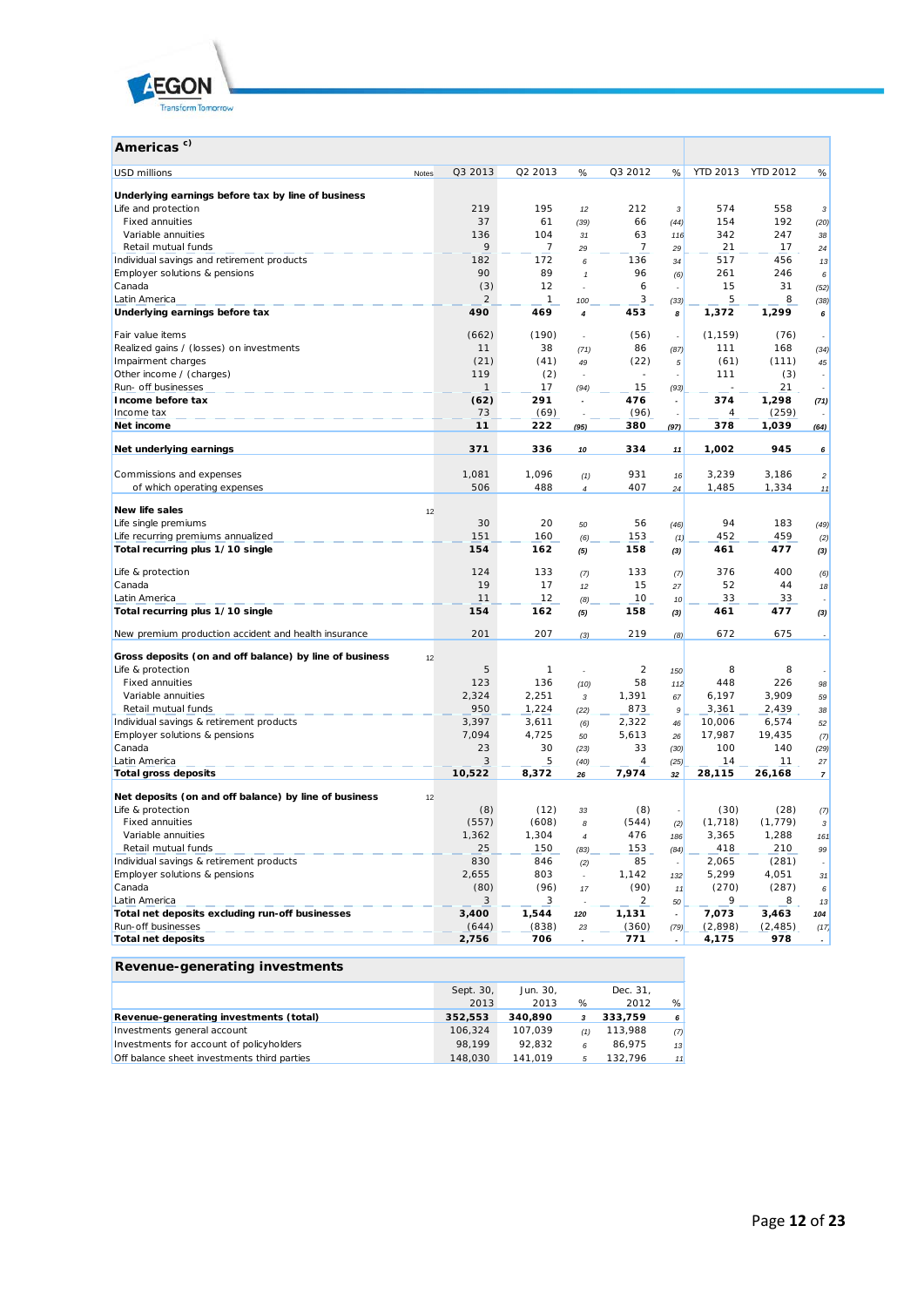## Americas c)

| USD millions | Notes | Q3 2013 | Q2 2013 | % | Q3 2012 | % | YTD 2013 | YTD 2012 | % |
|---|---|---|---|---|---|---|---|---|---|
| **Underlying earnings before tax by line of business** | | | | | | | | | |
| Life and protection | | 219 | 195 | 12 | 212 | 3 | 574 | 558 | 3 |
| Fixed annuities | | 37 | 61 | (39) | 66 | (44) | 154 | 192 | (20) |
| Variable annuities | | 136 | 104 | 31 | 63 | 116 | 342 | 247 | 38 |
| Retail mutual funds | | 9 | 7 | 29 | 7 | 29 | 21 | 17 | 24 |
| Individual savings and retirement products | | 182 | 172 | 6 | 136 | 34 | 517 | 456 | 13 |
| Employer solutions & pensions | | 90 | 89 | 1 | 96 | (6) | 261 | 246 | 6 |
| Canada | | (3) | 12 | - | 6 | - | 15 | 31 | (52) |
| Latin America | | 2 | 1 | 100 | 3 | (33) | 5 | 8 | (38) |
| **Underlying earnings before tax** | | **490** | **469** | **4** | **453** | **8** | **1,372** | **1,299** | **6** |
| | | | | | | | | | |
| Fair value items | | (662) | (190) | - | (56) | - | (1,159) | (76) | - |
| Realized gains / (losses) on investments | | 11 | 38 | (71) | 86 | (87) | 111 | 168 | (34) |
| Impairment charges | | (21) | (41) | 49 | (22) | 5 | (61) | (111) | 45 |
| Other income / (charges) | | 119 | (2) | - | - | - | 111 | (3) | - |
| Run- off businesses | | 1 | 17 | (94) | 15 | (93) | - | 21 | - |
| **Income before tax** | | **(62)** | **291** | **-** | **476** | **-** | **374** | **1,298** | **(71)** |
| Income tax | | 73 | (69) | - | (96) | - | 4 | (259) | - |
| **Net income** | | **11** | **222** | **(95)** | **380** | **(97)** | **378** | **1,039** | **(64)** |
| | | | | | | | | | |
| **Net underlying earnings** | | **371** | **336** | **10** | **334** | **11** | **1,002** | **945** | **6** |
| | | | | | | | | | |
| Commissions and expenses | | 1,081 | 1,096 | (1) | 931 | 16 | 3,239 | 3,186 | 2 |
| of which operating expenses | | 506 | 488 | 4 | 407 | 24 | 1,485 | 1,334 | 11 |
| | | | | | | | | | |
| **New life sales** | 12 | | | | | | | | |
| Life single premiums | | 30 | 20 | 50 | 56 | (46) | 94 | 183 | (49) |
| Life recurring premiums annualized | | 151 | 160 | (6) | 153 | (1) | 452 | 459 | (2) |
| **Total recurring plus 1/10 single** | | **154** | **162** | **(5)** | **158** | **(3)** | **461** | **477** | **(3)** |
| | | | | | | | | | |
| Life & protection | | 124 | 133 | (7) | 133 | (7) | 376 | 400 | (6) |
| Canada | | 19 | 17 | 12 | 15 | 27 | 52 | 44 | 18 |
| Latin America | | 11 | 12 | (8) | 10 | 10 | 33 | 33 | - |
| **Total recurring plus 1/10 single** | | **154** | **162** | **(5)** | **158** | **(3)** | **461** | **477** | **(3)** |
| | | | | | | | | | |
| New premium production accident and health insurance | | 201 | 207 | (3) | 219 | (8) | 672 | 675 | - |
| | | | | | | | | | |
| **Gross deposits (on and off balance) by line of business** | 12 | | | | | | | | |
| Life & protection | | 5 | 1 | - | 2 | 150 | 8 | 8 | - |
| Fixed annuities | | 123 | 136 | (10) | 58 | 112 | 448 | 226 | 98 |
| Variable annuities | | 2,324 | 2,251 | 3 | 1,391 | 67 | 6,197 | 3,909 | 59 |
| Retail mutual funds | | 950 | 1,224 | (22) | 873 | 9 | 3,361 | 2,439 | 38 |
| Individual savings & retirement products | | 3,397 | 3,611 | (6) | 2,322 | 46 | 10,006 | 6,574 | 52 |
| Employer solutions & pensions | | 7,094 | 4,725 | 50 | 5,613 | 26 | 17,987 | 19,435 | (7) |
| Canada | | 23 | 30 | (23) | 33 | (30) | 100 | 140 | (29) |
| Latin America | | 3 | 5 | (40) | 4 | (25) | 14 | 11 | 27 |
| **Total gross deposits** | | **10,522** | **8,372** | **26** | **7,974** | **32** | **28,115** | **26,168** | **7** |
| | | | | | | | | | |
| **Net deposits (on and off balance) by line of business** | 12 | | | | | | | | |
| Life & protection | | (8) | (12) | 33 | (8) | - | (30) | (28) | (7) |
| Fixed annuities | | (557) | (608) | 8 | (544) | (2) | (1,718) | (1,779) | 3 |
| Variable annuities | | 1,362 | 1,304 | 4 | 476 | 186 | 3,365 | 1,288 | 161 |
| Retail mutual funds | | 25 | 150 | (83) | 153 | (84) | 418 | 210 | 99 |
| Individual savings & retirement products | | 830 | 846 | (2) | 85 | - | 2,065 | (281) | - |
| Employer solutions & pensions | | 2,655 | 803 | - | 1,142 | 132 | 5,299 | 4,051 | 31 |
| Canada | | (80) | (96) | 17 | (90) | 11 | (270) | (287) | 6 |
| Latin America | | 3 | 3 | - | 2 | 50 | 9 | 8 | 13 |
| **Total net deposits excluding run-off businesses** | | **3,400** | **1,544** | **120** | **1,131** | **-** | **7,073** | **3,463** | **104** |
| Run-off businesses | | (644) | (838) | 23 | (360) | (79) | (2,898) | (2,485) | (17) |
| **Total net deposits** | | **2,756** | **706** | **-** | **771** | **-** | **4,175** | **978** | **-** |

## Revenue-generating investments

| | Sept. 30, 2013 | Jun. 30, 2013 | % | Dec. 31, 2012 | % |
|---|---|---|---|---|---|
| **Revenue-generating investments (total)** | **352,553** | **340,890** | **3** | **333,759** | **6** |
| Investments general account | 106,324 | 107,039 | (1) | 113,988 | (7) |
| Investments for account of policyholders | 98,199 | 92,832 | 6 | 86,975 | 13 |
| Off balance sheet investments third parties | 148,030 | 141,019 | 5 | 132,796 | 11 |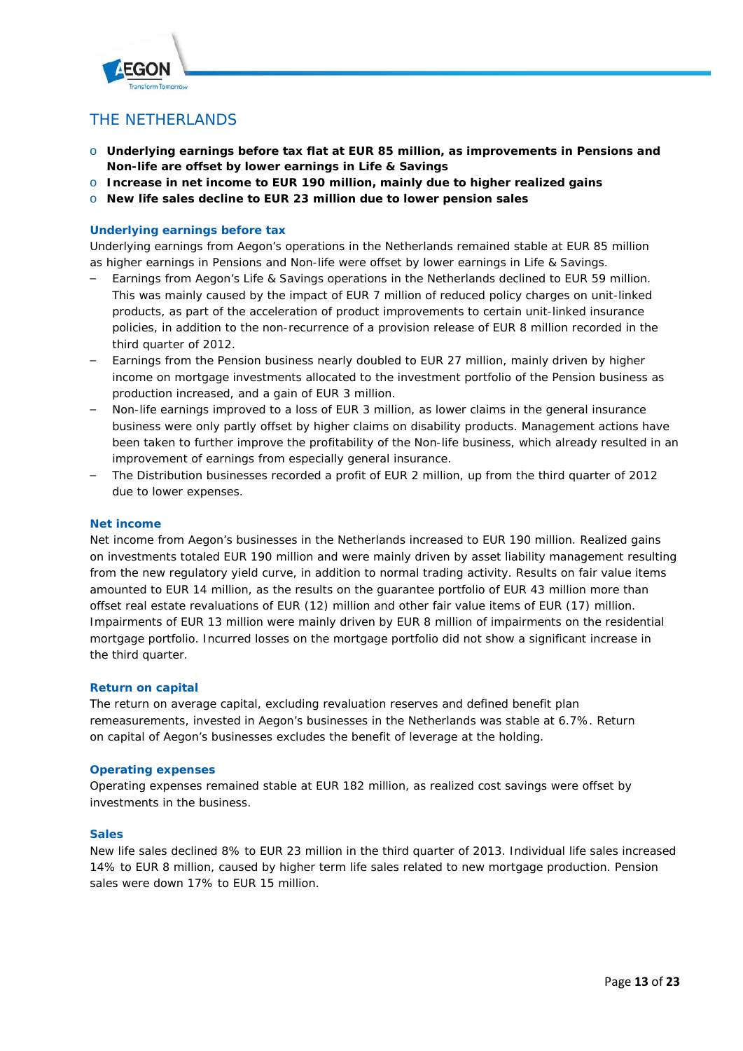# THE NETHERLANDS

- **Underlying earnings before tax flat at EUR 85 million, as improvements in Pensions and Non-life are offset by lower earnings in Life & Savings**
- **Increase in net income to EUR 190 million, mainly due to higher realized gains**
- **New life sales decline to EUR 23 million due to lower pension sales**

## Underlying earnings before tax

Underlying earnings from Aegon's operations in the Netherlands remained stable at EUR 85 million as higher earnings in Pensions and Non-life were offset by lower earnings in Life & Savings.

- Earnings from Aegon's Life & Savings operations in the Netherlands declined to EUR 59 million. This was mainly caused by the impact of EUR 7 million of reduced policy charges on unit-linked products, as part of the acceleration of product improvements to certain unit-linked insurance policies, in addition to the non-recurrence of a provision release of EUR 8 million recorded in the third quarter of 2012.
- Earnings from the Pension business nearly doubled to EUR 27 million, mainly driven by higher income on mortgage investments allocated to the investment portfolio of the Pension business as production increased, and a gain of EUR 3 million.
- Non-life earnings improved to a loss of EUR 3 million, as lower claims in the general insurance business were only partly offset by higher claims on disability products. Management actions have been taken to further improve the profitability of the Non-life business, which already resulted in an improvement of earnings from especially general insurance.
- The Distribution businesses recorded a profit of EUR 2 million, up from the third quarter of 2012 due to lower expenses.

## Net income

Net income from Aegon's businesses in the Netherlands increased to EUR 190 million. Realized gains on investments totaled EUR 190 million and were mainly driven by asset liability management resulting from the new regulatory yield curve, in addition to normal trading activity. Results on fair value items amounted to EUR 14 million, as the results on the guarantee portfolio of EUR 43 million more than offset real estate revaluations of EUR (12) million and other fair value items of EUR (17) million. Impairments of EUR 13 million were mainly driven by EUR 8 million of impairments on the residential mortgage portfolio. Incurred losses on the mortgage portfolio did not show a significant increase in the third quarter.

## Return on capital

The return on average capital, excluding revaluation reserves and defined benefit plan remeasurements, invested in Aegon's businesses in the Netherlands was stable at 6.7%. Return on capital of Aegon's businesses excludes the benefit of leverage at the holding.

## Operating expenses

Operating expenses remained stable at EUR 182 million, as realized cost savings were offset by investments in the business.

## Sales

New life sales declined 8% to EUR 23 million in the third quarter of 2013. Individual life sales increased 14% to EUR 8 million, caused by higher term life sales related to new mortgage production. Pension sales were down 17% to EUR 15 million.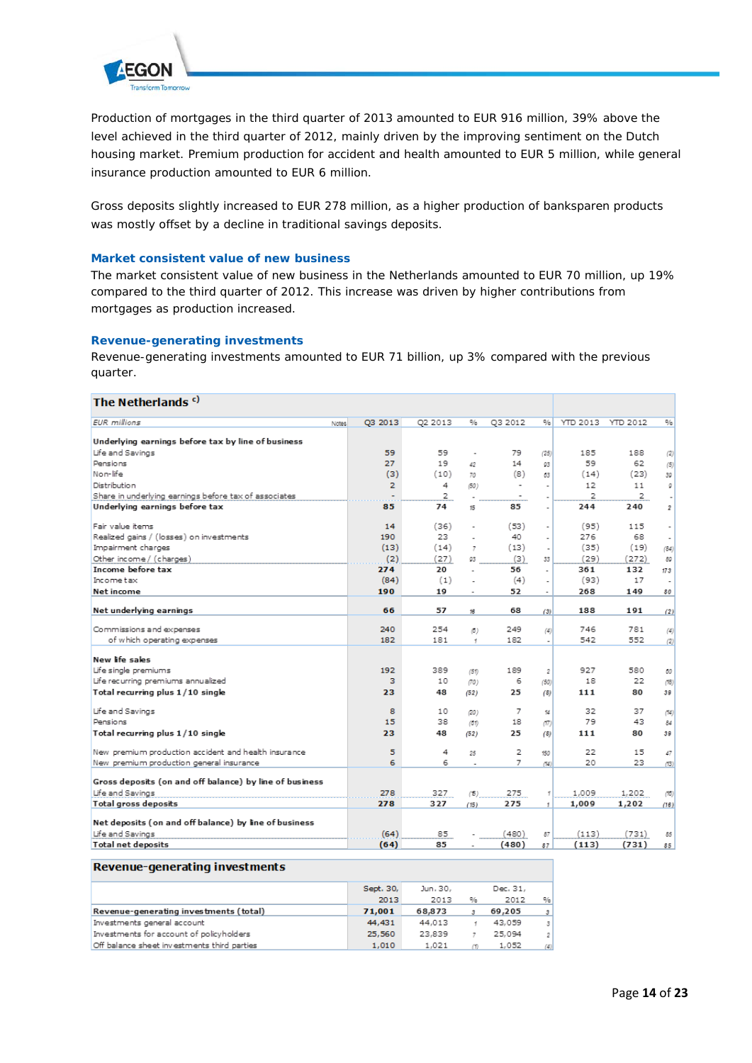Production of mortgages in the third quarter of 2013 amounted to EUR 916 million, 39% above the level achieved in the third quarter of 2012, mainly driven by the improving sentiment on the Dutch housing market. Premium production for accident and health amounted to EUR 5 million, while general insurance production amounted to EUR 6 million.

Gross deposits slightly increased to EUR 278 million, as a higher production of banksparen products was mostly offset by a decline in traditional savings deposits.

### Market consistent value of new business

The market consistent value of new business in the Netherlands amounted to EUR 70 million, up 19% compared to the third quarter of 2012. This increase was driven by higher contributions from mortgages as production increased.

### Revenue-generating investments

Revenue-generating investments amounted to EUR 71 billion, up 3% compared with the previous quarter.

**The Netherlands** [c)]

| *EUR millions* | Notes | Q3 2013 | Q2 2013 | % | Q3 2012 | % | YTD 2013 | YTD 2012 | % |
|---|---|---|---|---|---|---|---|---|---|
| **Underlying earnings before tax by line of business** | | | | | | | | | |
| Life and Savings | | 59 | 59 | - | 79 | (25) | 185 | 188 | (2) |
| Pensions | | 27 | 19 | 42 | 14 | 93 | 59 | 62 | (5) |
| Non-life | | (3) | (10) | 70 | (8) | 63 | (14) | (23) | 39 |
| Distribution | | 2 | 4 | (50) | - | - | 12 | 11 | 9 |
| Share in underlying earnings before tax of associates | | - | 2 | - | - | - | 2 | 2 | - |
| **Underlying earnings before tax** | | **85** | **74** | 15 | **85** | - | **244** | **240** | 2 |
| | | | | | | | | | |
| Fair value items | | 14 | (36) | - | (53) | - | (95) | 115 | - |
| Realized gains / (losses) on investments | | 190 | 23 | - | 40 | - | 276 | 68 | - |
| Impairment charges | | (13) | (14) | 7 | (13) | - | (35) | (19) | (84) |
| Other income / (charges) | | (2) | (27) | 93 | (3) | 33 | (29) | (272) | 89 |
| **Income before tax** | | **274** | **20** | - | **56** | - | **361** | **132** | 173 |
| Income tax | | (84) | (1) | - | (4) | - | (93) | 17 | - |
| **Net income** | | **190** | **19** | - | **52** | - | **268** | **149** | 80 |
| | | | | | | | | | |
| **Net underlying earnings** | | **66** | **57** | 16 | **68** | (3) | **188** | **191** | (2) |
| | | | | | | | | | |
| Commissions and expenses | | 240 | 254 | (6) | 249 | (4) | 746 | 781 | (4) |
| of which operating expenses | | 182 | 181 | 1 | 182 | - | 542 | 552 | (2) |
| | | | | | | | | | |
| **New life sales** | | | | | | | | | |
| Life single premiums | | 192 | 389 | (51) | 189 | 2 | 927 | 580 | 60 |
| Life recurring premiums annualized | | 3 | 10 | (70) | 6 | (50) | 18 | 22 | (18) |
| **Total recurring plus 1/10 single** | | **23** | **48** | (52) | **25** | (8) | **111** | **80** | 39 |
| | | | | | | | | | |
| Life and Savings | | 8 | 10 | (20) | 7 | 14 | 32 | 37 | (14) |
| Pensions | | 15 | 38 | (61) | 18 | (17) | 79 | 43 | 84 |
| **Total recurring plus 1/10 single** | | **23** | **48** | (52) | **25** | (8) | **111** | **80** | 39 |
| | | | | | | | | | |
| New premium production accident and health insurance | | 5 | 4 | 25 | 2 | 150 | 22 | 15 | 47 |
| New premium production general insurance | | 6 | 6 | - | 7 | (14) | 20 | 23 | (13) |
| | | | | | | | | | |
| **Gross deposits (on and off balance) by line of business** | | | | | | | | | |
| Life and Savings | | 278 | 327 | (15) | 275 | 1 | 1,009 | 1,202 | (16) |
| **Total gross deposits** | | **278** | **327** | (15) | **275** | 1 | **1,009** | **1,202** | (16) |
| | | | | | | | | | |
| **Net deposits (on and off balance) by line of business** | | | | | | | | | |
| Life and Savings | | (64) | 85 | - | (480) | 87 | (113) | (731) | 85 |
| **Total net deposits** | | **(64)** | **85** | - | **(480)** | 87 | **(113)** | **(731)** | 85 |

**Revenue-generating investments**

| | Sept. 30, 2013 | Jun. 30, 2013 | % | Dec. 31, 2012 | % |
|---|---|---|---|---|---|
| **Revenue-generating investments (total)** | **71,001** | **68,873** | 3 | **69,205** | 3 |
| Investments general account | 44,431 | 44,013 | 1 | 43,059 | 3 |
| Investments for account of policyholders | 25,560 | 23,839 | 7 | 25,094 | 2 |
| Off balance sheet investments third parties | 1,010 | 1,021 | (1) | 1,052 | (4) |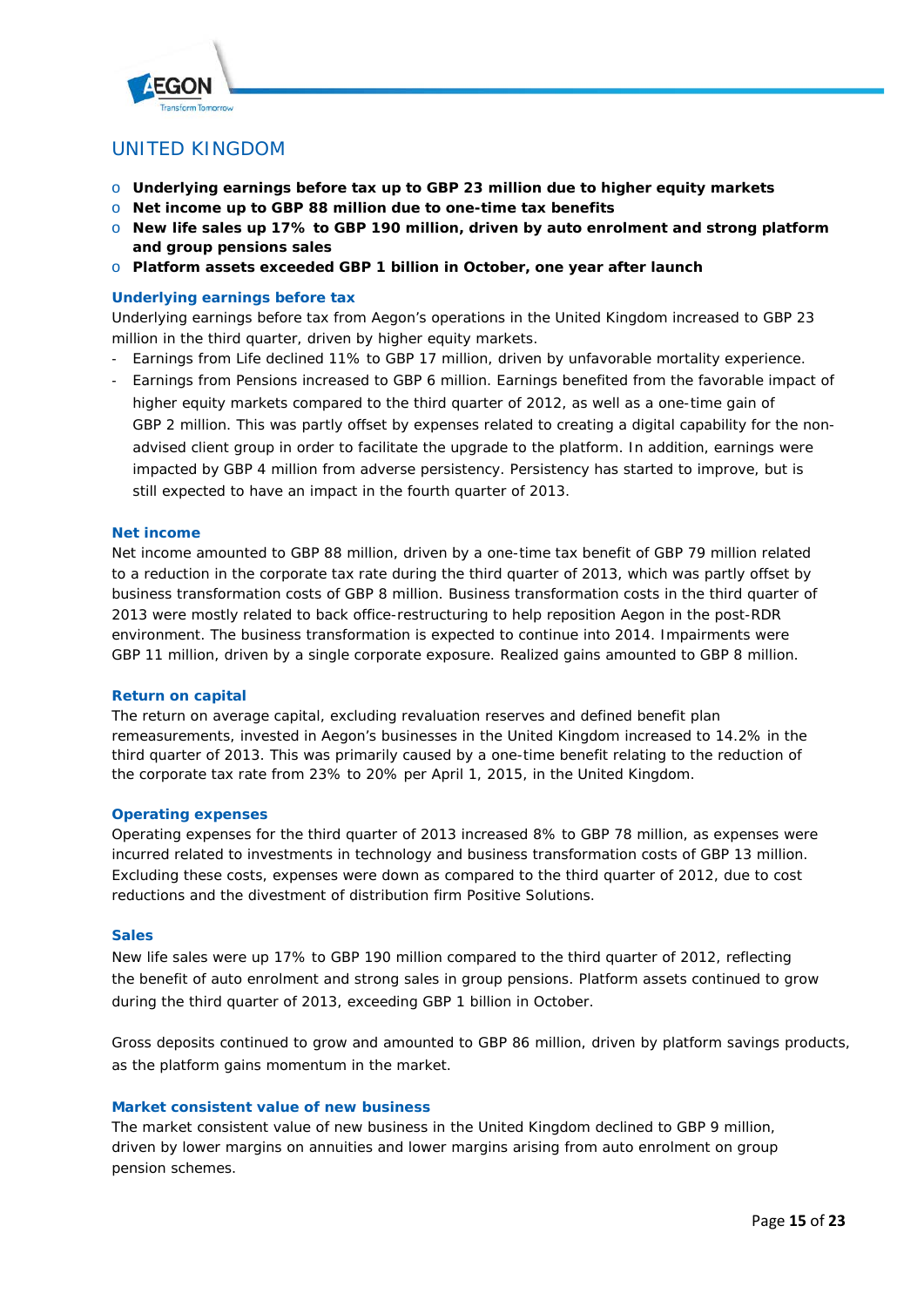## UNITED KINGDOM

- **Underlying earnings before tax up to GBP 23 million due to higher equity markets**
- **Net income up to GBP 88 million due to one-time tax benefits**
- **New life sales up 17% to GBP 190 million, driven by auto enrolment and strong platform and group pensions sales**
- **Platform assets exceeded GBP 1 billion in October, one year after launch**

### Underlying earnings before tax

Underlying earnings before tax from Aegon's operations in the United Kingdom increased to GBP 23 million in the third quarter, driven by higher equity markets.

- Earnings from Life declined 11% to GBP 17 million, driven by unfavorable mortality experience.
- Earnings from Pensions increased to GBP 6 million. Earnings benefited from the favorable impact of higher equity markets compared to the third quarter of 2012, as well as a one-time gain of GBP 2 million. This was partly offset by expenses related to creating a digital capability for the non-advised client group in order to facilitate the upgrade to the platform. In addition, earnings were impacted by GBP 4 million from adverse persistency. Persistency has started to improve, but is still expected to have an impact in the fourth quarter of 2013.

### Net income

Net income amounted to GBP 88 million, driven by a one-time tax benefit of GBP 79 million related to a reduction in the corporate tax rate during the third quarter of 2013, which was partly offset by business transformation costs of GBP 8 million. Business transformation costs in the third quarter of 2013 were mostly related to back office-restructuring to help reposition Aegon in the post-RDR environment. The business transformation is expected to continue into 2014. Impairments were GBP 11 million, driven by a single corporate exposure. Realized gains amounted to GBP 8 million.

### Return on capital

The return on average capital, excluding revaluation reserves and defined benefit plan remeasurements, invested in Aegon's businesses in the United Kingdom increased to 14.2% in the third quarter of 2013. This was primarily caused by a one-time benefit relating to the reduction of the corporate tax rate from 23% to 20% per April 1, 2015, in the United Kingdom.

### Operating expenses

Operating expenses for the third quarter of 2013 increased 8% to GBP 78 million, as expenses were incurred related to investments in technology and business transformation costs of GBP 13 million. Excluding these costs, expenses were down as compared to the third quarter of 2012, due to cost reductions and the divestment of distribution firm Positive Solutions.

### Sales

New life sales were up 17% to GBP 190 million compared to the third quarter of 2012, reflecting the benefit of auto enrolment and strong sales in group pensions. Platform assets continued to grow during the third quarter of 2013, exceeding GBP 1 billion in October.

Gross deposits continued to grow and amounted to GBP 86 million, driven by platform savings products, as the platform gains momentum in the market.

### Market consistent value of new business

The market consistent value of new business in the United Kingdom declined to GBP 9 million, driven by lower margins on annuities and lower margins arising from auto enrolment on group pension schemes.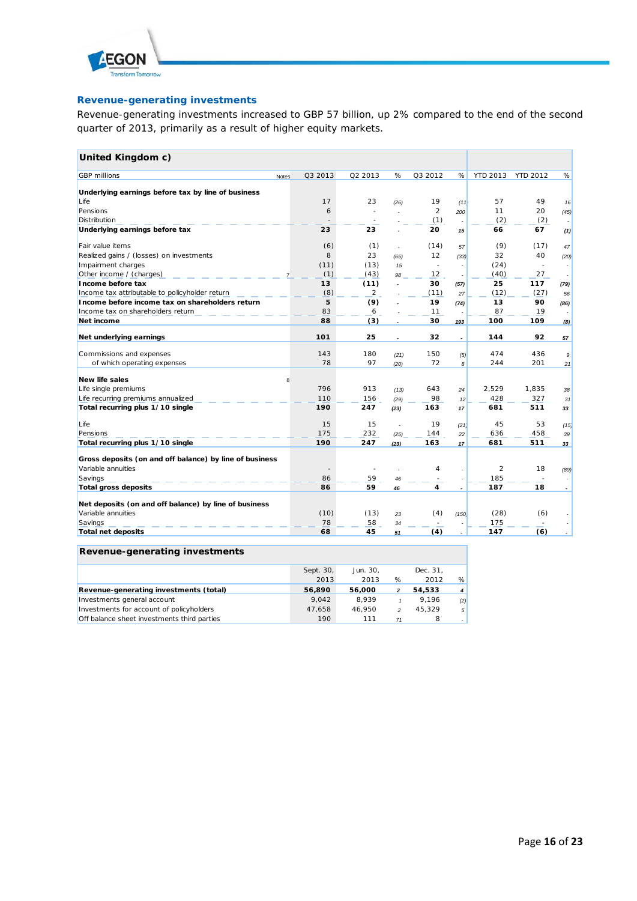## Revenue-generating investments

Revenue-generating investments increased to GBP 57 billion, up 2% compared to the end of the second quarter of 2013, primarily as a result of higher equity markets.

| **United Kingdom c)** | | | | | | | | | |
|---|---|---|---|---|---|---|---|---|---|
| GBP millions | Notes | Q3 2013 | Q2 2013 | % | Q3 2012 | % | YTD 2013 | YTD 2012 | % |
| **Underlying earnings before tax by line of business** | | | | | | | | | |
| Life | | 17 | 23 | (26) | 19 | (11) | 57 | 49 | 16 |
| Pensions | | 6 | - | - | 2 | 200 | 11 | 20 | (45) |
| Distribution | | - | - | - | (1) | - | (2) | (2) | - |
| **Underlying earnings before tax** | | **23** | **23** | - | **20** | **15** | **66** | **67** | **(1)** |
| Fair value items | | (6) | (1) | - | (14) | 57 | (9) | (17) | 47 |
| Realized gains / (losses) on investments | | 8 | 23 | (65) | 12 | (33) | 32 | 40 | (20) |
| Impairment charges | | (11) | (13) | 15 | - | - | (24) | - | - |
| Other income / (charges) | 7 | (1) | (43) | 98 | 12 | - | (40) | 27 | - |
| **Income before tax** | | **13** | **(11)** | - | **30** | **(57)** | **25** | **117** | **(79)** |
| Income tax attributable to policyholder return | | (8) | 2 | - | (11) | 27 | (12) | (27) | 56 |
| **Income before income tax on shareholders return** | | **5** | **(9)** | - | **19** | **(74)** | **13** | **90** | **(86)** |
| Income tax on shareholders return | | 83 | 6 | - | 11 | - | 87 | 19 | - |
| **Net income** | | **88** | **(3)** | - | **30** | **193** | **100** | **109** | **(8)** |
| **Net underlying earnings** | | **101** | **25** | - | **32** | - | **144** | **92** | **57** |
| Commissions and expenses | | 143 | 180 | (21) | 150 | (5) | 474 | 436 | 9 |
| of which operating expenses | | 78 | 97 | (20) | 72 | 8 | 244 | 201 | 21 |
| **New life sales** | 8 | | | | | | | | |
| Life single premiums | | 796 | 913 | (13) | 643 | 24 | 2,529 | 1,835 | 38 |
| Life recurring premiums annualized | | 110 | 156 | (29) | 98 | 12 | 428 | 327 | 31 |
| **Total recurring plus 1/10 single** | | **190** | **247** | **(23)** | **163** | **17** | **681** | **511** | **33** |
| Life | | 15 | 15 | - | 19 | (21) | 45 | 53 | (15) |
| Pensions | | 175 | 232 | (25) | 144 | 22 | 636 | 458 | 39 |
| **Total recurring plus 1/10 single** | | **190** | **247** | **(23)** | **163** | **17** | **681** | **511** | **33** |
| **Gross deposits (on and off balance) by line of business** | | | | | | | | | |
| Variable annuities | | - | - | - | 4 | - | 2 | 18 | (89) |
| Savings | | 86 | 59 | 46 | - | - | 185 | - | - |
| **Total gross deposits** | | **86** | **59** | **46** | **4** | - | **187** | **18** | - |
| **Net deposits (on and off balance) by line of business** | | | | | | | | | |
| Variable annuities | | (10) | (13) | 23 | (4) | (150) | (28) | (6) | - |
| Savings | | 78 | 58 | 34 | - | - | 175 | - | - |
| **Total net deposits** | | **68** | **45** | **51** | **(4)** | - | **147** | **(6)** | - |

| **Revenue-generating investments** | | | | | |
|---|---|---|---|---|---|
| | Sept. 30, 2013 | Jun. 30, 2013 | % | Dec. 31, 2012 | % |
| **Revenue-generating investments (total)** | **56,890** | **56,000** | **2** | **54,533** | **4** |
| Investments general account | 9,042 | 8,939 | 1 | 9,196 | (2) |
| Investments for account of policyholders | 47,658 | 46,950 | 2 | 45,329 | 5 |
| Off balance sheet investments third parties | 190 | 111 | 71 | 8 | - |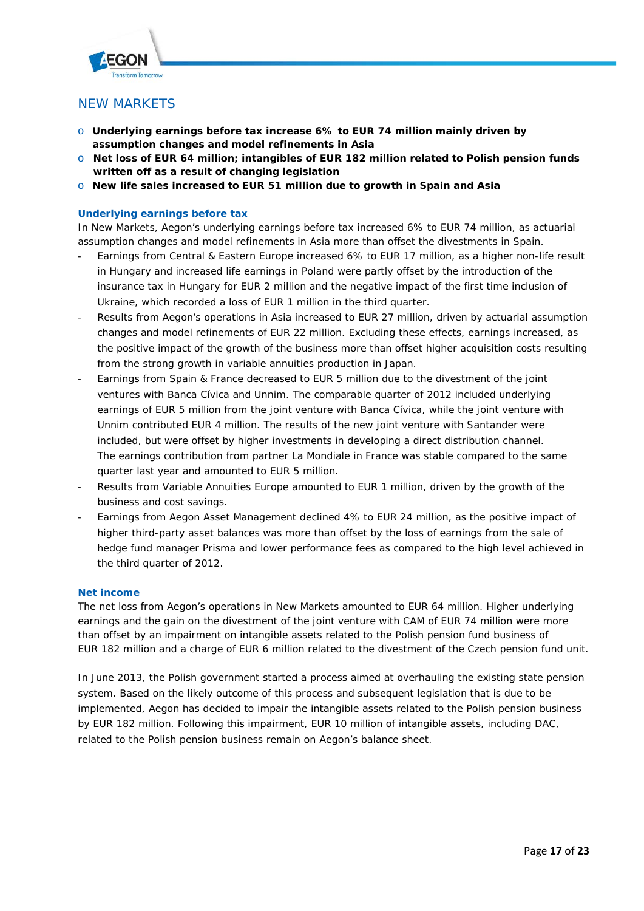## NEW MARKETS

- **Underlying earnings before tax increase 6% to EUR 74 million mainly driven by assumption changes and model refinements in Asia**
- **Net loss of EUR 64 million; intangibles of EUR 182 million related to Polish pension funds written off as a result of changing legislation**
- **New life sales increased to EUR 51 million due to growth in Spain and Asia**

### Underlying earnings before tax

In New Markets, Aegon's underlying earnings before tax increased 6% to EUR 74 million, as actuarial assumption changes and model refinements in Asia more than offset the divestments in Spain.

- Earnings from Central & Eastern Europe increased 6% to EUR 17 million, as a higher non-life result in Hungary and increased life earnings in Poland were partly offset by the introduction of the insurance tax in Hungary for EUR 2 million and the negative impact of the first time inclusion of Ukraine, which recorded a loss of EUR 1 million in the third quarter.
- Results from Aegon's operations in Asia increased to EUR 27 million, driven by actuarial assumption changes and model refinements of EUR 22 million. Excluding these effects, earnings increased, as the positive impact of the growth of the business more than offset higher acquisition costs resulting from the strong growth in variable annuities production in Japan.
- Earnings from Spain & France decreased to EUR 5 million due to the divestment of the joint ventures with Banca Cívica and Unnim. The comparable quarter of 2012 included underlying earnings of EUR 5 million from the joint venture with Banca Cívica, while the joint venture with Unnim contributed EUR 4 million. The results of the new joint venture with Santander were included, but were offset by higher investments in developing a direct distribution channel. The earnings contribution from partner La Mondiale in France was stable compared to the same quarter last year and amounted to EUR 5 million.
- Results from Variable Annuities Europe amounted to EUR 1 million, driven by the growth of the business and cost savings.
- Earnings from Aegon Asset Management declined 4% to EUR 24 million, as the positive impact of higher third-party asset balances was more than offset by the loss of earnings from the sale of hedge fund manager Prisma and lower performance fees as compared to the high level achieved in the third quarter of 2012.

### Net income

The net loss from Aegon's operations in New Markets amounted to EUR 64 million. Higher underlying earnings and the gain on the divestment of the joint venture with CAM of EUR 74 million were more than offset by an impairment on intangible assets related to the Polish pension fund business of EUR 182 million and a charge of EUR 6 million related to the divestment of the Czech pension fund unit.

In June 2013, the Polish government started a process aimed at overhauling the existing state pension system. Based on the likely outcome of this process and subsequent legislation that is due to be implemented, Aegon has decided to impair the intangible assets related to the Polish pension business by EUR 182 million. Following this impairment, EUR 10 million of intangible assets, including DAC, related to the Polish pension business remain on Aegon's balance sheet.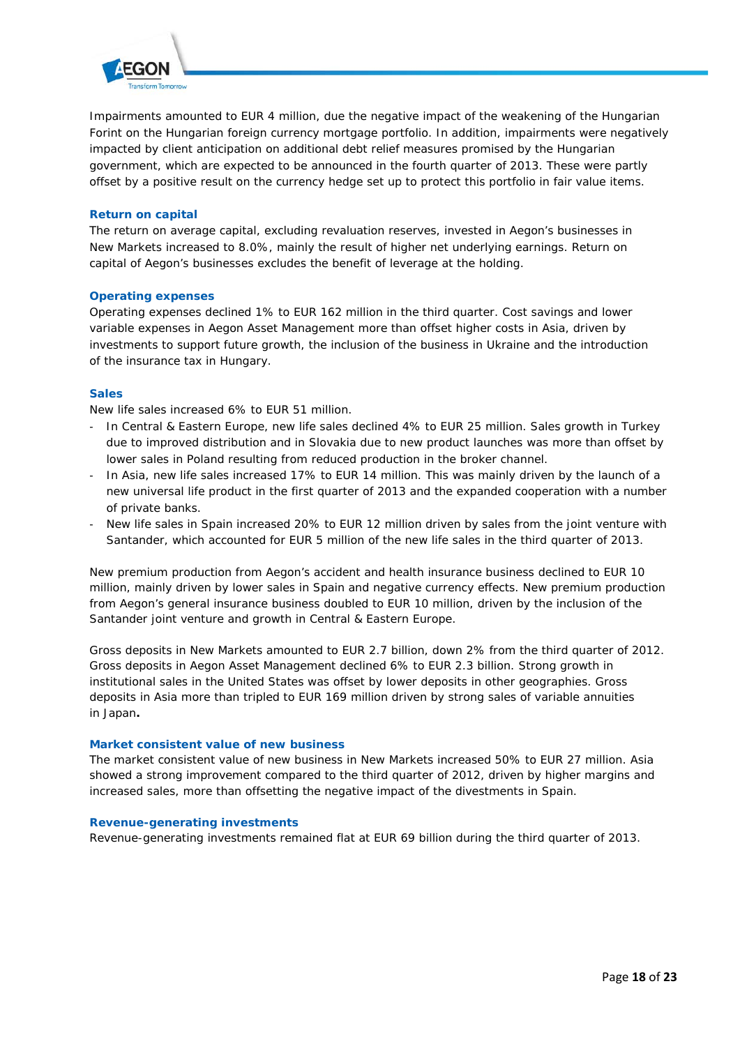Impairments amounted to EUR 4 million, due the negative impact of the weakening of the Hungarian Forint on the Hungarian foreign currency mortgage portfolio. In addition, impairments were negatively impacted by client anticipation on additional debt relief measures promised by the Hungarian government, which are expected to be announced in the fourth quarter of 2013. These were partly offset by a positive result on the currency hedge set up to protect this portfolio in fair value items.

### Return on capital

The return on average capital, excluding revaluation reserves, invested in Aegon's businesses in New Markets increased to 8.0%, mainly the result of higher net underlying earnings. Return on capital of Aegon's businesses excludes the benefit of leverage at the holding.

### Operating expenses

Operating expenses declined 1% to EUR 162 million in the third quarter. Cost savings and lower variable expenses in Aegon Asset Management more than offset higher costs in Asia, driven by investments to support future growth, the inclusion of the business in Ukraine and the introduction of the insurance tax in Hungary.

### Sales

New life sales increased 6% to EUR 51 million.

- In Central & Eastern Europe, new life sales declined 4% to EUR 25 million. Sales growth in Turkey due to improved distribution and in Slovakia due to new product launches was more than offset by lower sales in Poland resulting from reduced production in the broker channel.
- In Asia, new life sales increased 17% to EUR 14 million. This was mainly driven by the launch of a new universal life product in the first quarter of 2013 and the expanded cooperation with a number of private banks.
- New life sales in Spain increased 20% to EUR 12 million driven by sales from the joint venture with Santander, which accounted for EUR 5 million of the new life sales in the third quarter of 2013.

New premium production from Aegon's accident and health insurance business declined to EUR 10 million, mainly driven by lower sales in Spain and negative currency effects. New premium production from Aegon's general insurance business doubled to EUR 10 million, driven by the inclusion of the Santander joint venture and growth in Central & Eastern Europe.

Gross deposits in New Markets amounted to EUR 2.7 billion, down 2% from the third quarter of 2012. Gross deposits in Aegon Asset Management declined 6% to EUR 2.3 billion. Strong growth in institutional sales in the United States was offset by lower deposits in other geographies. Gross deposits in Asia more than tripled to EUR 169 million driven by strong sales of variable annuities in Japan.

### Market consistent value of new business

The market consistent value of new business in New Markets increased 50% to EUR 27 million. Asia showed a strong improvement compared to the third quarter of 2012, driven by higher margins and increased sales, more than offsetting the negative impact of the divestments in Spain.

### Revenue-generating investments

Revenue-generating investments remained flat at EUR 69 billion during the third quarter of 2013.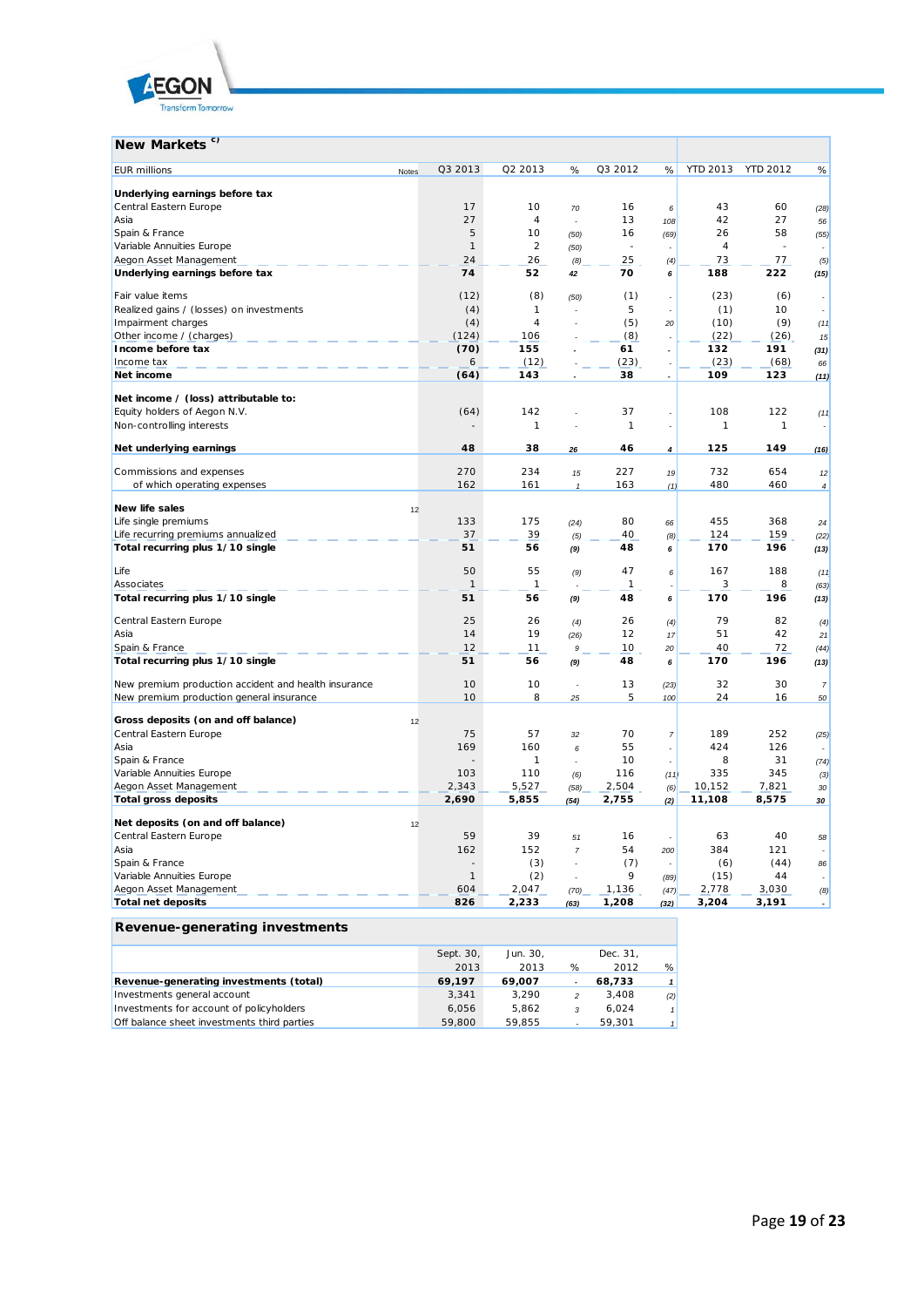## New Markets [c)]

| EUR millions | Notes | Q3 2013 | Q2 2013 | % | Q3 2012 | % | YTD 2013 | YTD 2012 | % |
|---|---|---|---|---|---|---|---|---|---|
| **Underlying earnings before tax** | | | | | | | | | |
| Central Eastern Europe | | 17 | 10 | 70 | 16 | 6 | 43 | 60 | (28) |
| Asia | | 27 | 4 | - | 13 | 108 | 42 | 27 | 56 |
| Spain & France | | 5 | 10 | (50) | 16 | (69) | 26 | 58 | (55) |
| Variable Annuities Europe | | 1 | 2 | (50) | - | - | 4 | - | - |
| Aegon Asset Management | | 24 | 26 | (8) | 25 | (4) | 73 | 77 | (5) |
| **Underlying earnings before tax** | | **74** | **52** | 42 | **70** | 6 | **188** | **222** | (15) |
| Fair value items | | (12) | (8) | (50) | (1) | - | (23) | (6) | - |
| Realized gains / (losses) on investments | | (4) | 1 | - | 5 | - | (1) | 10 | - |
| Impairment charges | | (4) | 4 | - | (5) | 20 | (10) | (9) | (11 |
| Other income / (charges) | | (124) | 106 | - | (8) | - | (22) | (26) | 15 |
| **Income before tax** | | **(70)** | **155** | - | **61** | - | **132** | **191** | (31) |
| Income tax | | 6 | (12) | - | (23) | - | (23) | (68) | 66 |
| **Net income** | | **(64)** | **143** | - | **38** | - | **109** | **123** | (11) |
| **Net income / (loss) attributable to:** | | | | | | | | | |
| Equity holders of Aegon N.V. | | (64) | 142 | - | 37 | - | 108 | 122 | (11 |
| Non-controlling interests | | - | 1 | - | 1 | - | 1 | 1 | - |
| **Net underlying earnings** | | **48** | **38** | 26 | **46** | 4 | **125** | **149** | (16) |
| Commissions and expenses | | 270 | 234 | 15 | 227 | 19 | 732 | 654 | 12 |
| of which operating expenses | | 162 | 161 | 1 | 163 | (1) | 480 | 460 | 4 |
| **New life sales** | 12 | | | | | | | | |
| Life single premiums | | 133 | 175 | (24) | 80 | 66 | 455 | 368 | 24 |
| Life recurring premiums annualized | | 37 | 39 | (5) | 40 | (8) | 124 | 159 | (22) |
| **Total recurring plus 1/10 single** | | **51** | **56** | (9) | **48** | 6 | **170** | **196** | (13) |
| Life | | 50 | 55 | (9) | 47 | 6 | 167 | 188 | (11 |
| Associates | | 1 | 1 | - | 1 | - | 3 | 8 | (63) |
| **Total recurring plus 1/10 single** | | **51** | **56** | (9) | **48** | 6 | **170** | **196** | (13) |
| Central Eastern Europe | | 25 | 26 | (4) | 26 | (4) | 79 | 82 | (4) |
| Asia | | 14 | 19 | (26) | 12 | 17 | 51 | 42 | 21 |
| Spain & France | | 12 | 11 | 9 | 10 | 20 | 40 | 72 | (44) |
| **Total recurring plus 1/10 single** | | **51** | **56** | (9) | **48** | 6 | **170** | **196** | (13) |
| New premium production accident and health insurance | | 10 | 10 | - | 13 | (23) | 32 | 30 | 7 |
| New premium production general insurance | | 10 | 8 | 25 | 5 | 100 | 24 | 16 | 50 |
| **Gross deposits (on and off balance)** | 12 | | | | | | | | |
| Central Eastern Europe | | 75 | 57 | 32 | 70 | 7 | 189 | 252 | (25) |
| Asia | | 169 | 160 | 6 | 55 | - | 424 | 126 | - |
| Spain & France | | - | 1 | - | 10 | - | 8 | 31 | (74) |
| Variable Annuities Europe | | 103 | 110 | (6) | 116 | (11) | 335 | 345 | (3) |
| Aegon Asset Management | | 2,343 | 5,527 | (58) | 2,504 | (6) | 10,152 | 7,821 | 30 |
| **Total gross deposits** | | **2,690** | **5,855** | (54) | **2,755** | (2) | **11,108** | **8,575** | 30 |
| **Net deposits (on and off balance)** | 12 | | | | | | | | |
| Central Eastern Europe | | 59 | 39 | 51 | 16 | - | 63 | 40 | 58 |
| Asia | | 162 | 152 | 7 | 54 | 200 | 384 | 121 | - |
| Spain & France | | - | (3) | - | (7) | - | (6) | (44) | 86 |
| Variable Annuities Europe | | 1 | (2) | - | 9 | (89) | (15) | 44 | - |
| Aegon Asset Management | | 604 | 2,047 | (70) | 1,136 | (47) | 2,778 | 3,030 | (8) |
| **Total net deposits** | | **826** | **2,233** | (63) | **1,208** | (32) | **3,204** | **3,191** | - |

## Revenue-generating investments

| | Sept. 30, 2013 | Jun. 30, 2013 | % | Dec. 31, 2012 | % |
|---|---|---|---|---|---|
| **Revenue-generating investments (total)** | **69,197** | **69,007** | - | **68,733** | 1 |
| Investments general account | 3,341 | 3,290 | 2 | 3,408 | (2) |
| Investments for account of policyholders | 6,056 | 5,862 | 3 | 6,024 | 1 |
| Off balance sheet investments third parties | 59,800 | 59,855 | - | 59,301 | 1 |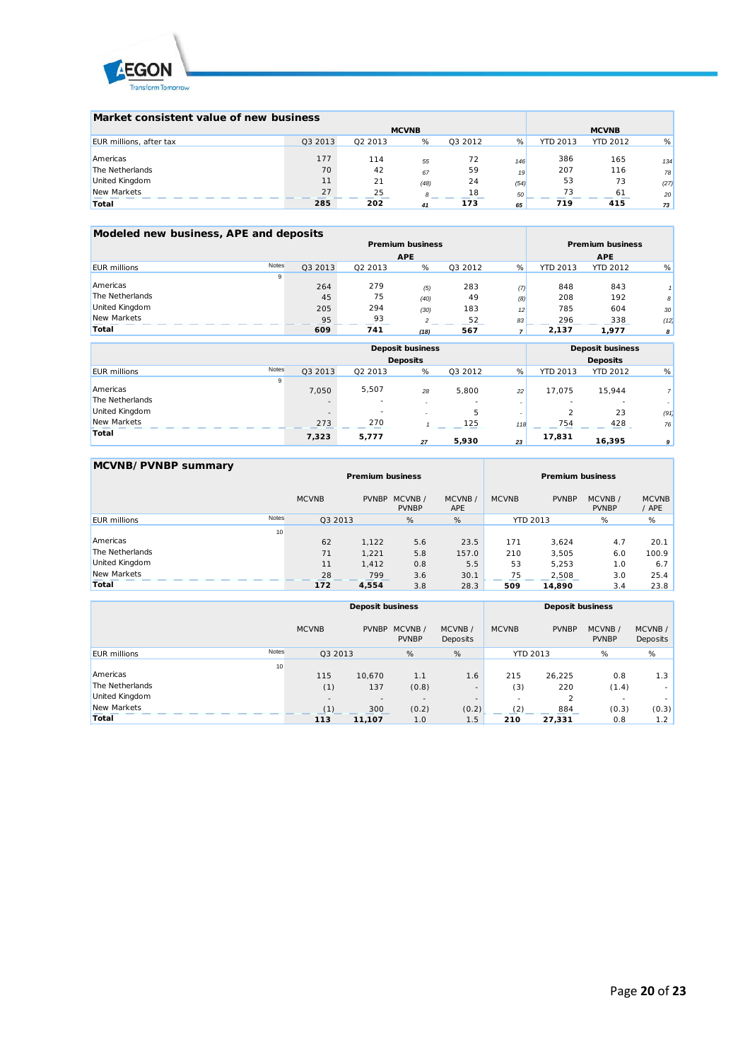## Market consistent value of new business

| EUR millions, after tax | | | MCVNB | | | | MCVNB | |
|---|---|---|---|---|---|---|---|---|
| | Q3 2013 | Q2 2013 | % | Q3 2012 | % | YTD 2013 | YTD 2012 | % |
| Americas | 177 | 114 | 55 | 72 | 146 | 386 | 165 | 134 |
| The Netherlands | 70 | 42 | 67 | 59 | 19 | 207 | 116 | 78 |
| United Kingdom | 11 | 21 | (48) | 24 | (54) | 53 | 73 | (27) |
| New Markets | 27 | 25 | 8 | 18 | 50 | 73 | 61 | 20 |
| **Total** | **285** | **202** | **41** | **173** | **65** | **719** | **415** | **73** |

## Modeled new business, APE and deposits

| EUR millions | Notes | | | Premium business APE | | | | Premium business APE | |
|---|---|---|---|---|---|---|---|---|---|
| | | Q3 2013 | Q2 2013 | % | Q3 2012 | % | YTD 2013 | YTD 2012 | % |
| | 9 | | | | | | | | |
| Americas | | 264 | 279 | (5) | 283 | (7) | 848 | 843 | 1 |
| The Netherlands | | 45 | 75 | (40) | 49 | (8) | 208 | 192 | 8 |
| United Kingdom | | 205 | 294 | (30) | 183 | 12 | 785 | 604 | 30 |
| New Markets | | 95 | 93 | 2 | 52 | 83 | 296 | 338 | (12) |
| **Total** | | **609** | **741** | **(18)** | **567** | **7** | **2,137** | **1,977** | **8** |

| EUR millions | Notes | | | Deposit business Deposits | | | | Deposit business Deposits | |
|---|---|---|---|---|---|---|---|---|---|
| | | Q3 2013 | Q2 2013 | % | Q3 2012 | % | YTD 2013 | YTD 2012 | % |
| | 9 | | | | | | | | |
| Americas | | 7,050 | 5,507 | 28 | 5,800 | 22 | 17,075 | 15,944 | 7 |
| The Netherlands | | - | - | - | - | - | - | - | - |
| United Kingdom | | - | - | - | 5 | - | 2 | 23 | (91) |
| New Markets | | 273 | 270 | 1 | 125 | 118 | 754 | 428 | 76 |
| **Total** | | **7,323** | **5,777** | **27** | **5,930** | **23** | **17,831** | **16,395** | **9** |

## MCVNB/ PVNBP summary

| EUR millions | Notes | Premium business | | | | Premium business | | | |
|---|---|---|---|---|---|---|---|---|---|
| | | MCVNB | PVNBP | MCVNB / PVNBP | MCVNB / APE | MCVNB | PVNBP | MCVNB / PVNBP | MCVNB / APE |
| | | Q3 2013 | | % | % | YTD 2013 | | % | % |
| | 10 | | | | | | | | |
| Americas | | 62 | 1,122 | 5.6 | 23.5 | 171 | 3,624 | 4.7 | 20.1 |
| The Netherlands | | 71 | 1,221 | 5.8 | 157.0 | 210 | 3,505 | 6.0 | 100.9 |
| United Kingdom | | 11 | 1,412 | 0.8 | 5.5 | 53 | 5,253 | 1.0 | 6.7 |
| New Markets | | 28 | 799 | 3.6 | 30.1 | 75 | 2,508 | 3.0 | 25.4 |
| **Total** | | **172** | **4,554** | 3.8 | 28.3 | **509** | **14,890** | 3.4 | 23.8 |

| EUR millions | Notes | Deposit business | | | | Deposit business | | | |
|---|---|---|---|---|---|---|---|---|---|
| | | MCVNB | PVNBP | MCVNB / PVNBP | MCVNB / Deposits | MCVNB | PVNBP | MCVNB / PVNBP | MCVNB / Deposits |
| | | Q3 2013 | | % | % | YTD 2013 | | % | % |
| | 10 | | | | | | | | |
| Americas | | 115 | 10,670 | 1.1 | 1.6 | 215 | 26,225 | 0.8 | 1.3 |
| The Netherlands | | (1) | 137 | (0.8) | - | (3) | 220 | (1.4) | - |
| United Kingdom | | - | - | - | - | - | 2 | - | - |
| New Markets | | (1) | 300 | (0.2) | (0.2) | (2) | 884 | (0.3) | (0.3) |
| **Total** | | **113** | **11,107** | 1.0 | 1.5 | **210** | **27,331** | 0.8 | 1.2 |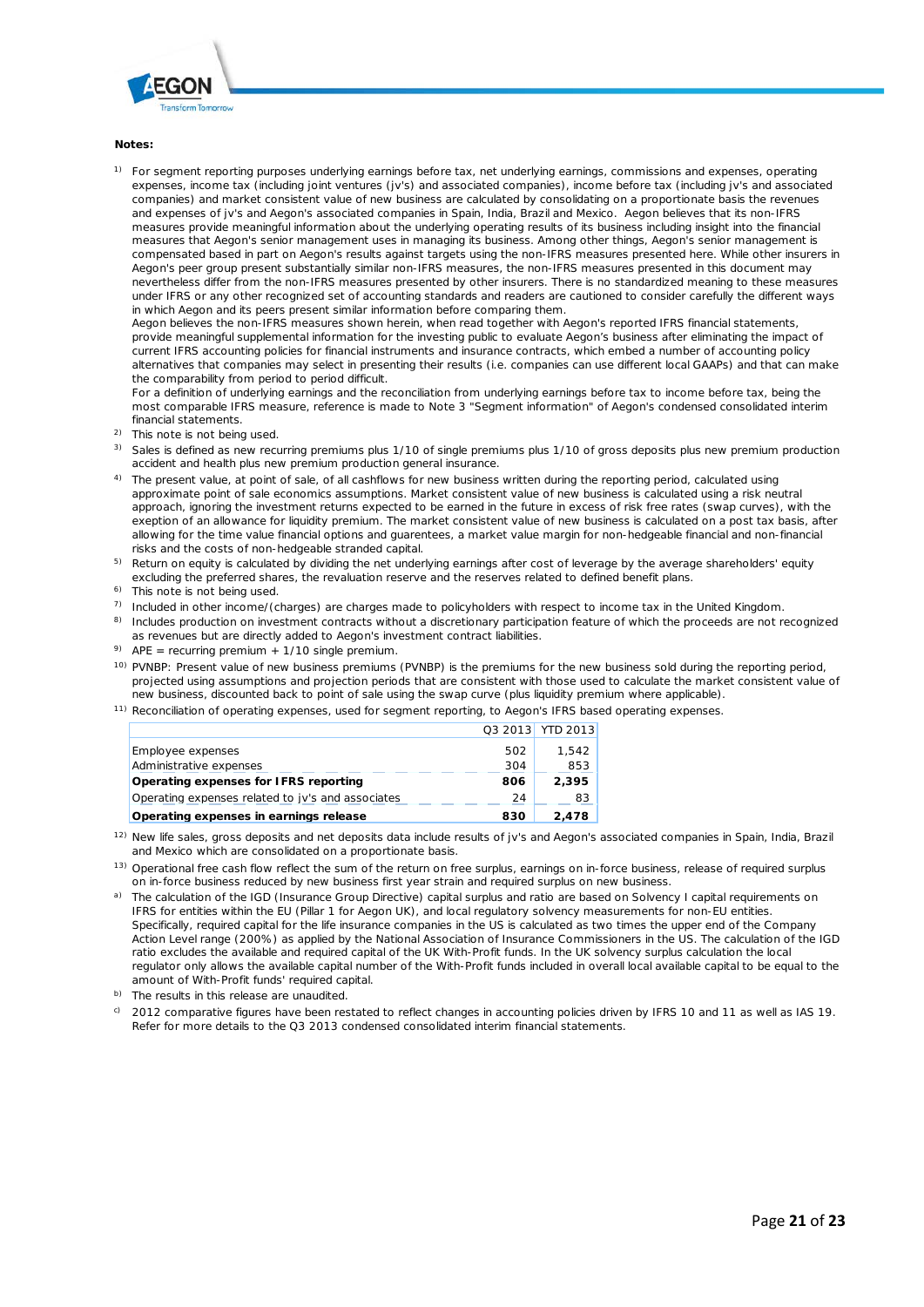**Notes:**

1) For segment reporting purposes underlying earnings before tax, net underlying earnings, commissions and expenses, operating expenses, income tax (including joint ventures (jv's) and associated companies), income before tax (including jv's and associated companies) and market consistent value of new business are calculated by consolidating on a proportionate basis the revenues and expenses of jv's and Aegon's associated companies in Spain, India, Brazil and Mexico. Aegon believes that its non-IFRS measures provide meaningful information about the underlying operating results of its business including insight into the financial measures that Aegon's senior management uses in managing its business. Among other things, Aegon's senior management is compensated based in part on Aegon's results against targets using the non-IFRS measures presented here. While other insurers in Aegon's peer group present substantially similar non-IFRS measures, the non-IFRS measures presented in this document may nevertheless differ from the non-IFRS measures presented by other insurers. There is no standardized meaning to these measures under IFRS or any other recognized set of accounting standards and readers are cautioned to consider carefully the different ways in which Aegon and its peers present similar information before comparing them.
Aegon believes the non-IFRS measures shown herein, when read together with Aegon's reported IFRS financial statements, provide meaningful supplemental information for the investing public to evaluate Aegon's business after eliminating the impact of current IFRS accounting policies for financial instruments and insurance contracts, which embed a number of accounting policy alternatives that companies may select in presenting their results (i.e. companies can use different local GAAPs) and that can make the comparability from period to period difficult.
For a definition of underlying earnings and the reconciliation from underlying earnings before tax to income before tax, being the most comparable IFRS measure, reference is made to Note 3 "Segment information" of Aegon's condensed consolidated interim financial statements.

2) This note is not being used.

3) Sales is defined as new recurring premiums plus 1/10 of single premiums plus 1/10 of gross deposits plus new premium production accident and health plus new premium production general insurance.

4) The present value, at point of sale, of all cashflows for new business written during the reporting period, calculated using approximate point of sale economics assumptions. Market consistent value of new business is calculated using a risk neutral approach, ignoring the investment returns expected to be earned in the future in excess of risk free rates (swap curves), with the exeption of an allowance for liquidity premium. The market consistent value of new business is calculated on a post tax basis, after allowing for the time value financial options and guarentees, a market value margin for non-hedgeable financial and non-financial risks and the costs of non-hedgeable stranded capital.

5) Return on equity is calculated by dividing the net underlying earnings after cost of leverage by the average shareholders' equity excluding the preferred shares, the revaluation reserve and the reserves related to defined benefit plans.

6) This note is not being used.

7) Included in other income/(charges) are charges made to policyholders with respect to income tax in the United Kingdom.

8) Includes production on investment contracts without a discretionary participation feature of which the proceeds are not recognized as revenues but are directly added to Aegon's investment contract liabilities.

9) APE = recurring premium + 1/10 single premium.

10) PVNBP: Present value of new business premiums (PVNBP) is the premiums for the new business sold during the reporting period, projected using assumptions and projection periods that are consistent with those used to calculate the market consistent value of new business, discounted back to point of sale using the swap curve (plus liquidity premium where applicable).

11) Reconciliation of operating expenses, used for segment reporting, to Aegon's IFRS based operating expenses.

| | Q3 2013 | YTD 2013 |
|---|---|---|
| Employee expenses | 502 | 1,542 |
| Administrative expenses | 304 | 853 |
| **Operating expenses for IFRS reporting** | **806** | **2,395** |
| Operating expenses related to jv's and associates | 24 | 83 |
| **Operating expenses in earnings release** | **830** | **2,478** |

12) New life sales, gross deposits and net deposits data include results of jv's and Aegon's associated companies in Spain, India, Brazil and Mexico which are consolidated on a proportionate basis.

13) Operational free cash flow reflect the sum of the return on free surplus, earnings on in-force business, release of required surplus on in-force business reduced by new business first year strain and required surplus on new business.

a) The calculation of the IGD (Insurance Group Directive) capital surplus and ratio are based on Solvency I capital requirements on IFRS for entities within the EU (Pillar 1 for Aegon UK), and local regulatory solvency measurements for non-EU entities. Specifically, required capital for the life insurance companies in the US is calculated as two times the upper end of the Company Action Level range (200%) as applied by the National Association of Insurance Commissioners in the US. The calculation of the IGD ratio excludes the available and required capital of the UK With-Profit funds. In the UK solvency surplus calculation the local regulator only allows the available capital number of the With-Profit funds included in overall local available capital to be equal to the amount of With-Profit funds' required capital.

b) The results in this release are unaudited.

c) 2012 comparative figures have been restated to reflect changes in accounting policies driven by IFRS 10 and 11 as well as IAS 19. Refer for more details to the Q3 2013 condensed consolidated interim financial statements.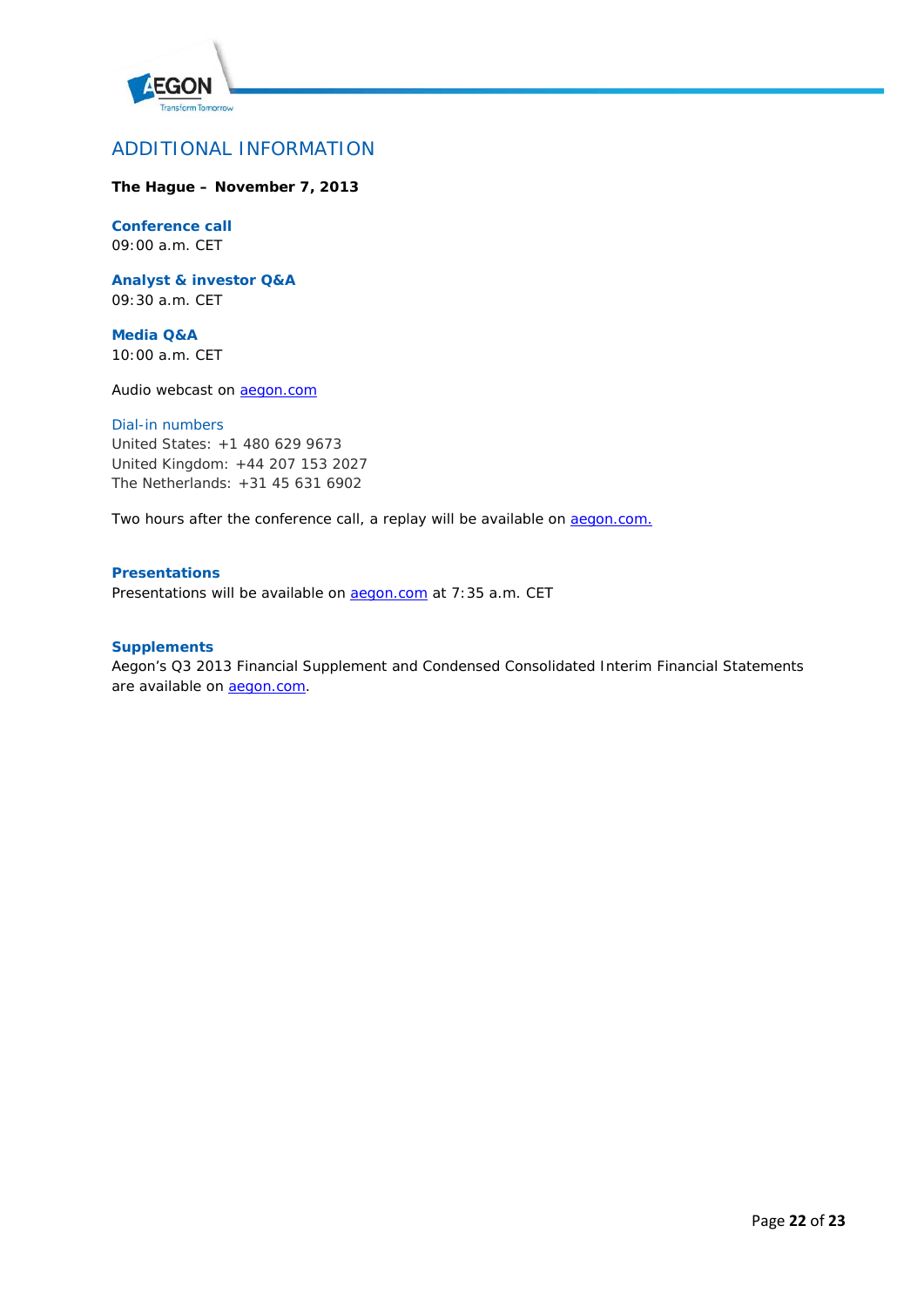# ADDITIONAL INFORMATION

**The Hague – November 7, 2013**

**Conference call**
09:00 a.m. CET

**Analyst & investor Q&A**
09:30 a.m. CET

**Media Q&A**
10:00 a.m. CET

Audio webcast on aegon.com

Dial-in numbers
United States: +1 480 629 9673
United Kingdom: +44 207 153 2027
The Netherlands: +31 45 631 6902

Two hours after the conference call, a replay will be available on aegon.com.

**Presentations**
Presentations will be available on aegon.com at 7:35 a.m. CET

**Supplements**
Aegon's Q3 2013 Financial Supplement and Condensed Consolidated Interim Financial Statements are available on aegon.com.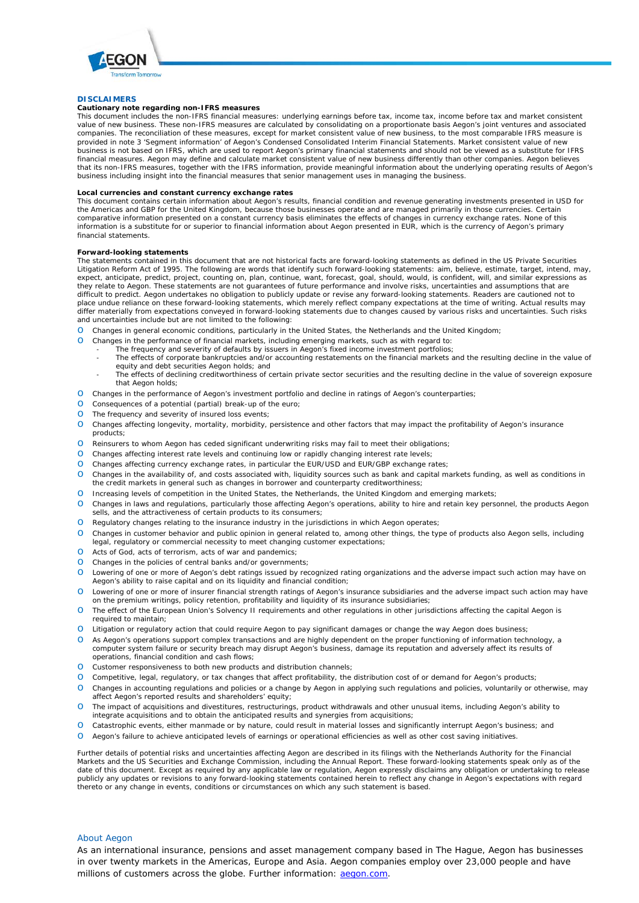## DISCLAIMERS

### Cautionary note regarding non-IFRS measures

This document includes the non-IFRS financial measures: underlying earnings before tax, income tax, income before tax and market consistent value of new business. These non-IFRS measures are calculated by consolidating on a proportionate basis Aegon's joint ventures and associated companies. The reconciliation of these measures, except for market consistent value of new business, to the most comparable IFRS measure is provided in note 3 'Segment information' of Aegon's Condensed Consolidated Interim Financial Statements. Market consistent value of new business is not based on IFRS, which are used to report Aegon's primary financial statements and should not be viewed as a substitute for IFRS financial measures. Aegon may define and calculate market consistent value of new business differently than other companies. Aegon believes that its non-IFRS measures, together with the IFRS information, provide meaningful information about the underlying operating results of Aegon's business including insight into the financial measures that senior management uses in managing the business.

### Local currencies and constant currency exchange rates

This document contains certain information about Aegon's results, financial condition and revenue generating investments presented in USD for the Americas and GBP for the United Kingdom, because those businesses operate and are managed primarily in those currencies. Certain comparative information presented on a constant currency basis eliminates the effects of changes in currency exchange rates. None of this information is a substitute for or superior to financial information about Aegon presented in EUR, which is the currency of Aegon's primary financial statements.

### Forward-looking statements

The statements contained in this document that are not historical facts are forward-looking statements as defined in the US Private Securities Litigation Reform Act of 1995. The following are words that identify such forward-looking statements: aim, believe, estimate, target, intend, may, expect, anticipate, predict, project, counting on, plan, continue, want, forecast, goal, should, would, is confident, will, and similar expressions as they relate to Aegon. These statements are not guarantees of future performance and involve risks, uncertainties and assumptions that are difficult to predict. Aegon undertakes no obligation to publicly update or revise any forward-looking statements. Readers are cautioned not to place undue reliance on these forward-looking statements, which merely reflect company expectations at the time of writing. Actual results may differ materially from expectations conveyed in forward-looking statements due to changes caused by various risks and uncertainties. Such risks and uncertainties include but are not limited to the following:

- Changes in general economic conditions, particularly in the United States, the Netherlands and the United Kingdom;
- Changes in the performance of financial markets, including emerging markets, such as with regard to:
  - The frequency and severity of defaults by issuers in Aegon's fixed income investment portfolios;
  - The effects of corporate bankruptcies and/or accounting restatements on the financial markets and the resulting decline in the value of equity and debt securities Aegon holds; and
  - The effects of declining creditworthiness of certain private sector securities and the resulting decline in the value of sovereign exposure that Aegon holds;
- Changes in the performance of Aegon's investment portfolio and decline in ratings of Aegon's counterparties;
- Consequences of a potential (partial) break-up of the euro;
- The frequency and severity of insured loss events;
- Changes affecting longevity, mortality, morbidity, persistence and other factors that may impact the profitability of Aegon's insurance products;
- Reinsurers to whom Aegon has ceded significant underwriting risks may fail to meet their obligations;
- Changes affecting interest rate levels and continuing low or rapidly changing interest rate levels;
- Changes affecting currency exchange rates, in particular the EUR/USD and EUR/GBP exchange rates;
- Changes in the availability of, and costs associated with, liquidity sources such as bank and capital markets funding, as well as conditions in the credit markets in general such as changes in borrower and counterparty creditworthiness;
- Increasing levels of competition in the United States, the Netherlands, the United Kingdom and emerging markets;
- Changes in laws and regulations, particularly those affecting Aegon's operations, ability to hire and retain key personnel, the products Aegon sells, and the attractiveness of certain products to its consumers;
- Regulatory changes relating to the insurance industry in the jurisdictions in which Aegon operates;
- Changes in customer behavior and public opinion in general related to, among other things, the type of products also Aegon sells, including legal, regulatory or commercial necessity to meet changing customer expectations;
- Acts of God, acts of terrorism, acts of war and pandemics;
- Changes in the policies of central banks and/or governments;
- Lowering of one or more of Aegon's debt ratings issued by recognized rating organizations and the adverse impact such action may have on Aegon's ability to raise capital and on its liquidity and financial condition;
- Lowering of one or more of insurer financial strength ratings of Aegon's insurance subsidiaries and the adverse impact such action may have on the premium writings, policy retention, profitability and liquidity of its insurance subsidiaries;
- The effect of the European Union's Solvency II requirements and other regulations in other jurisdictions affecting the capital Aegon is required to maintain;
- Litigation or regulatory action that could require Aegon to pay significant damages or change the way Aegon does business;
- As Aegon's operations support complex transactions and are highly dependent on the proper functioning of information technology, a computer system failure or security breach may disrupt Aegon's business, damage its reputation and adversely affect its results of operations, financial condition and cash flows;
- Customer responsiveness to both new products and distribution channels;
- Competitive, legal, regulatory, or tax changes that affect profitability, the distribution cost of or demand for Aegon's products;
- Changes in accounting regulations and policies or a change by Aegon in applying such regulations and policies, voluntarily or otherwise, may affect Aegon's reported results and shareholders' equity;
- The impact of acquisitions and divestitures, restructurings, product withdrawals and other unusual items, including Aegon's ability to integrate acquisitions and to obtain the anticipated results and synergies from acquisitions;
- Catastrophic events, either manmade or by nature, could result in material losses and significantly interrupt Aegon's business; and
- Aegon's failure to achieve anticipated levels of earnings or operational efficiencies as well as other cost saving initiatives.

Further details of potential risks and uncertainties affecting Aegon are described in its filings with the Netherlands Authority for the Financial Markets and the US Securities and Exchange Commission, including the Annual Report. These forward-looking statements speak only as of the date of this document. Except as required by any applicable law or regulation, Aegon expressly disclaims any obligation or undertaking to release publicly any updates or revisions to any forward-looking statements contained herein to reflect any change in Aegon's expectations with regard thereto or any change in events, conditions or circumstances on which any such statement is based.

## About Aegon

As an international insurance, pensions and asset management company based in The Hague, Aegon has businesses in over twenty markets in the Americas, Europe and Asia. Aegon companies employ over 23,000 people and have millions of customers across the globe. Further information: aegon.com.